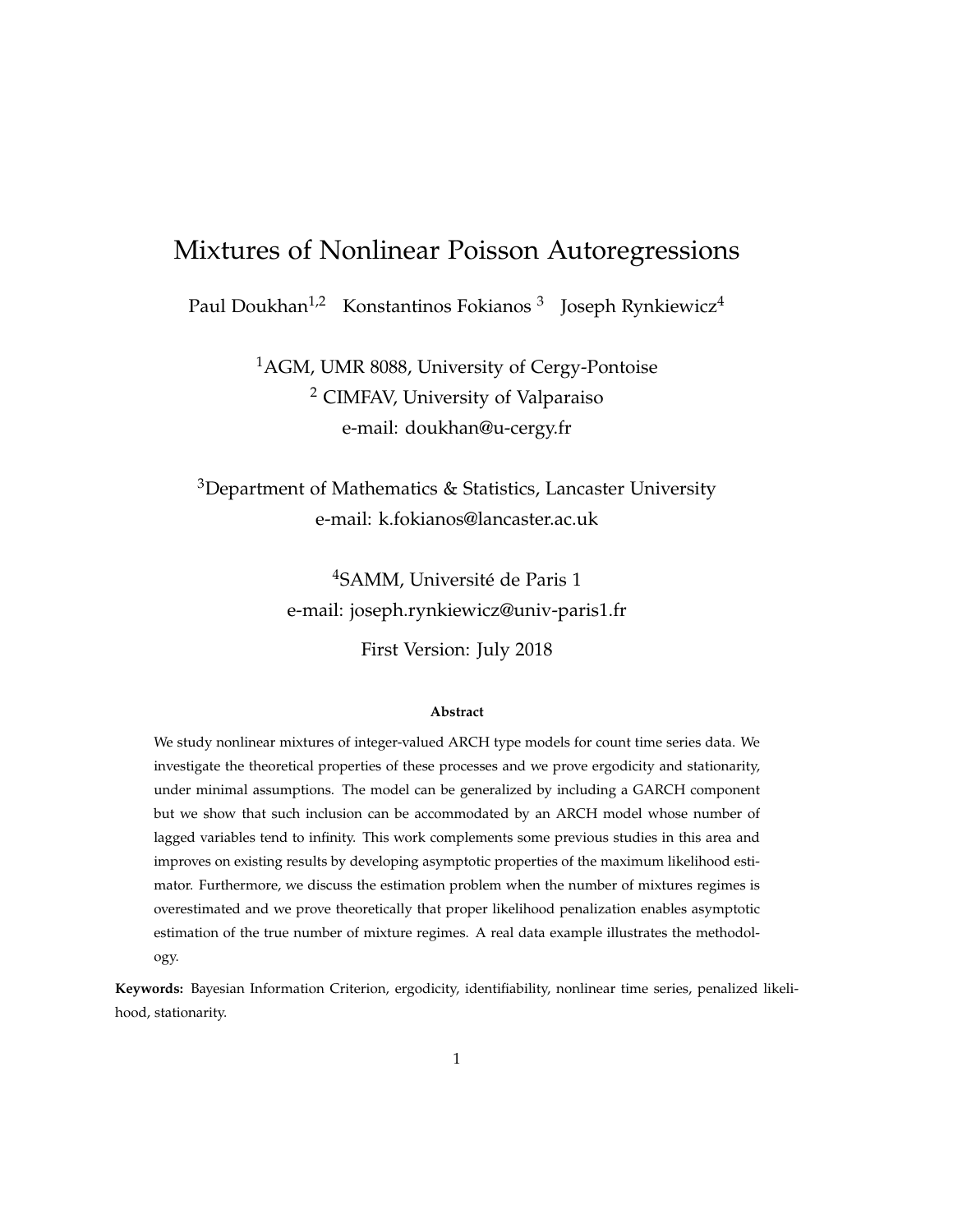# Mixtures of Nonlinear Poisson Autoregressions

Paul Doukhan[1,2] Konstantinos Fokianos [3] Joseph Rynkiewicz[4]

[1]AGM, UMR 8088, University of Cergy-Pontoise
[2] CIMFAV, University of Valparaiso
e-mail: doukhan@u-cergy.fr

[3]Department of Mathematics & Statistics, Lancaster University
e-mail: k.fokianos@lancaster.ac.uk

[4]SAMM, Université de Paris 1
e-mail: joseph.rynkiewicz@univ-paris1.fr

First Version: July 2018

**Abstract**

We study nonlinear mixtures of integer-valued ARCH type models for count time series data. We investigate the theoretical properties of these processes and we prove ergodicity and stationarity, under minimal assumptions. The model can be generalized by including a GARCH component but we show that such inclusion can be accommodated by an ARCH model whose number of lagged variables tend to infinity. This work complements some previous studies in this area and improves on existing results by developing asymptotic properties of the maximum likelihood estimator. Furthermore, we discuss the estimation problem when the number of mixtures regimes is overestimated and we prove theoretically that proper likelihood penalization enables asymptotic estimation of the true number of mixture regimes. A real data example illustrates the methodology.

**Keywords:** Bayesian Information Criterion, ergodicity, identifiability, nonlinear time series, penalized likelihood, stationarity.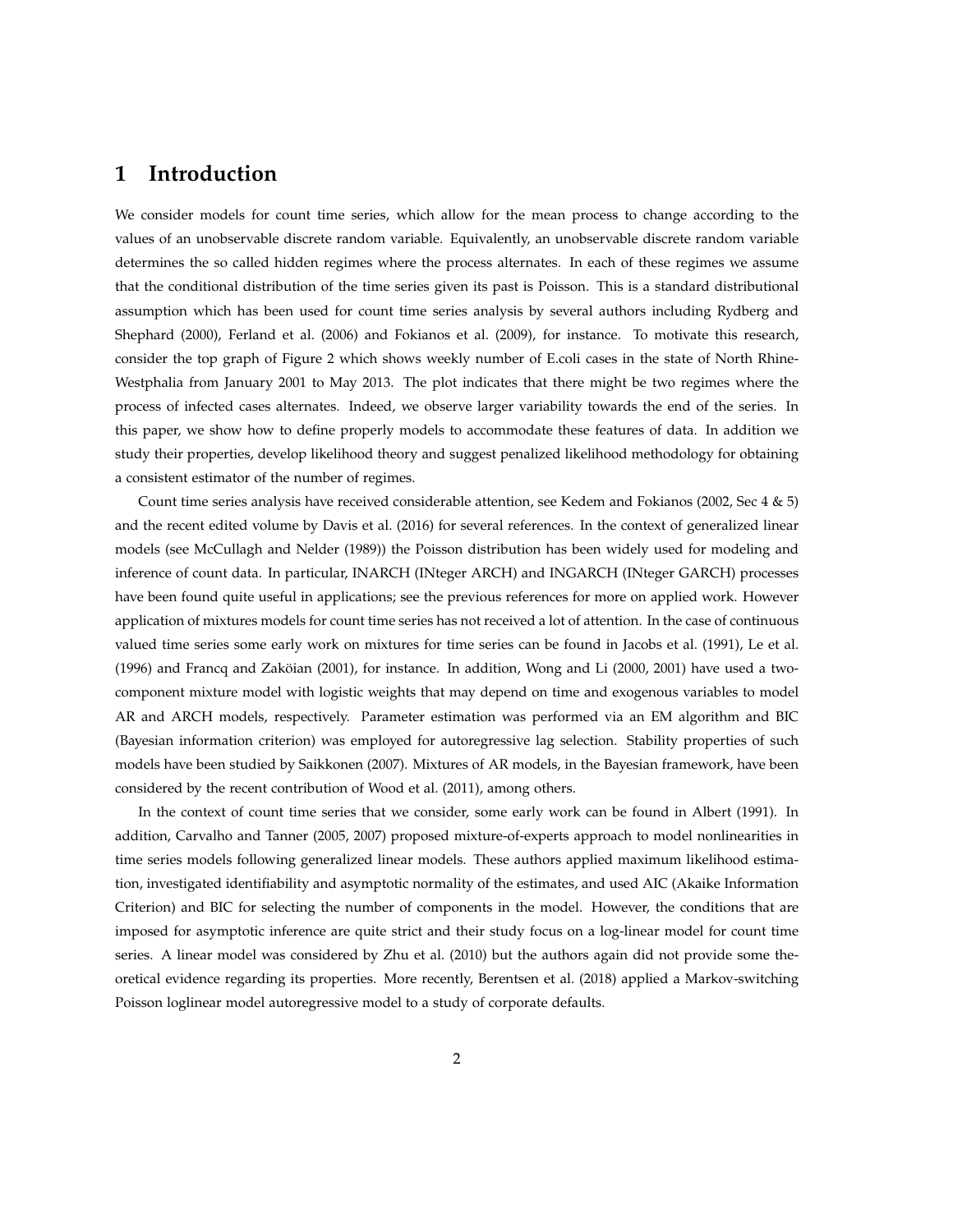# 1 Introduction

We consider models for count time series, which allow for the mean process to change according to the values of an unobservable discrete random variable. Equivalently, an unobservable discrete random variable determines the so called hidden regimes where the process alternates. In each of these regimes we assume that the conditional distribution of the time series given its past is Poisson. This is a standard distributional assumption which has been used for count time series analysis by several authors including Rydberg and Shephard (2000), Ferland et al. (2006) and Fokianos et al. (2009), for instance. To motivate this research, consider the top graph of Figure 2 which shows weekly number of E.coli cases in the state of North Rhine-Westphalia from January 2001 to May 2013. The plot indicates that there might be two regimes where the process of infected cases alternates. Indeed, we observe larger variability towards the end of the series. In this paper, we show how to define properly models to accommodate these features of data. In addition we study their properties, develop likelihood theory and suggest penalized likelihood methodology for obtaining a consistent estimator of the number of regimes.

Count time series analysis have received considerable attention, see Kedem and Fokianos (2002, Sec 4 & 5) and the recent edited volume by Davis et al. (2016) for several references. In the context of generalized linear models (see McCullagh and Nelder (1989)) the Poisson distribution has been widely used for modeling and inference of count data. In particular, INARCH (INteger ARCH) and INGARCH (INteger GARCH) processes have been found quite useful in applications; see the previous references for more on applied work. However application of mixtures models for count time series has not received a lot of attention. In the case of continuous valued time series some early work on mixtures for time series can be found in Jacobs et al. (1991), Le et al. (1996) and Francq and Zaköian (2001), for instance. In addition, Wong and Li (2000, 2001) have used a two-component mixture model with logistic weights that may depend on time and exogenous variables to model AR and ARCH models, respectively. Parameter estimation was performed via an EM algorithm and BIC (Bayesian information criterion) was employed for autoregressive lag selection. Stability properties of such models have been studied by Saikkonen (2007). Mixtures of AR models, in the Bayesian framework, have been considered by the recent contribution of Wood et al. (2011), among others.

In the context of count time series that we consider, some early work can be found in Albert (1991). In addition, Carvalho and Tanner (2005, 2007) proposed mixture-of-experts approach to model nonlinearities in time series models following generalized linear models. These authors applied maximum likelihood estimation, investigated identifiability and asymptotic normality of the estimates, and used AIC (Akaike Information Criterion) and BIC for selecting the number of components in the model. However, the conditions that are imposed for asymptotic inference are quite strict and their study focus on a log-linear model for count time series. A linear model was considered by Zhu et al. (2010) but the authors again did not provide some theoretical evidence regarding its properties. More recently, Berentsen et al. (2018) applied a Markov-switching Poisson loglinear model autoregressive model to a study of corporate defaults.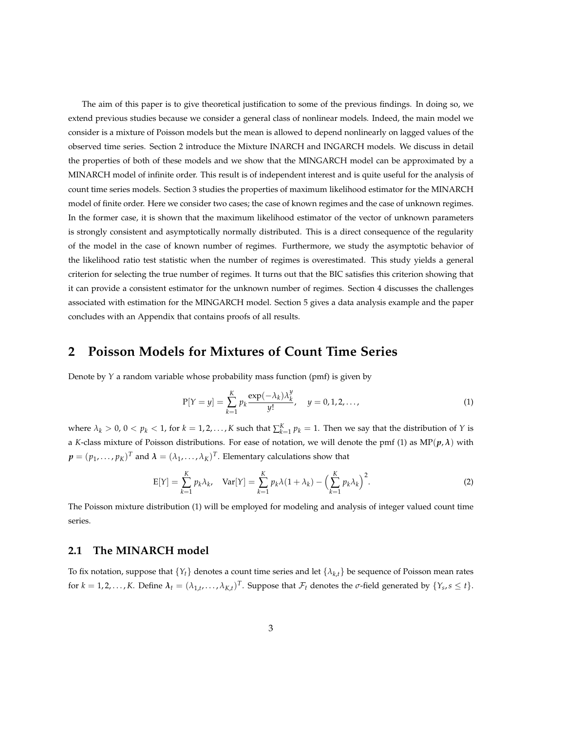The aim of this paper is to give theoretical justification to some of the previous findings. In doing so, we extend previous studies because we consider a general class of nonlinear models. Indeed, the main model we consider is a mixture of Poisson models but the mean is allowed to depend nonlinearly on lagged values of the observed time series. Section 2 introduce the Mixture INARCH and INGARCH models. We discuss in detail the properties of both of these models and we show that the MINGARCH model can be approximated by a MINARCH model of infinite order. This result is of independent interest and is quite useful for the analysis of count time series models. Section 3 studies the properties of maximum likelihood estimator for the MINARCH model of finite order. Here we consider two cases; the case of known regimes and the case of unknown regimes. In the former case, it is shown that the maximum likelihood estimator of the vector of unknown parameters is strongly consistent and asymptotically normally distributed. This is a direct consequence of the regularity of the model in the case of known number of regimes. Furthermore, we study the asymptotic behavior of the likelihood ratio test statistic when the number of regimes is overestimated. This study yields a general criterion for selecting the true number of regimes. It turns out that the BIC satisfies this criterion showing that it can provide a consistent estimator for the unknown number of regimes. Section 4 discusses the challenges associated with estimation for the MINGARCH model. Section 5 gives a data analysis example and the paper concludes with an Appendix that contains proofs of all results.

## 2 Poisson Models for Mixtures of Count Time Series

Denote by $Y$ a random variable whose probability mass function (pmf) is given by

$$\mathrm{P}[Y = y] = \sum_{k=1}^{K} p_k \frac{\exp(-\lambda_k)\lambda_k^y}{y!}, \quad y = 0, 1, 2, \dots, \tag{1}$$

where $\lambda_k > 0$, $0 < p_k < 1$, for $k = 1, 2, \dots, K$ such that $\sum_{k=1}^{K} p_k = 1$. Then we say that the distribution of $Y$ is a $K$-class mixture of Poisson distributions. For ease of notation, we will denote the pmf (1) as $\mathrm{MP}(\boldsymbol{p}, \boldsymbol{\lambda})$ with $\boldsymbol{p} = (p_1, \dots, p_K)^T$ and $\boldsymbol{\lambda} = (\lambda_1, \dots, \lambda_K)^T$. Elementary calculations show that

$$\mathrm{E}[Y] = \sum_{k=1}^{K} p_k \lambda_k, \quad \mathrm{Var}[Y] = \sum_{k=1}^{K} p_k \lambda(1 + \lambda_k) - \Big( \sum_{k=1}^{K} p_k \lambda_k \Big)^2. \tag{2}$$

The Poisson mixture distribution (1) will be employed for modeling and analysis of integer valued count time series.

### 2.1 The MINARCH model

To fix notation, suppose that $\{Y_t\}$ denotes a count time series and let $\{\lambda_{k,t}\}$ be sequence of Poisson mean rates for $k = 1, 2, \dots, K$. Define $\boldsymbol{\lambda}_t = (\lambda_{1,t}, \dots, \lambda_{K,t})^T$. Suppose that $\mathcal{F}_t$ denotes the $\sigma$-field generated by $\{Y_s, s \le t\}$.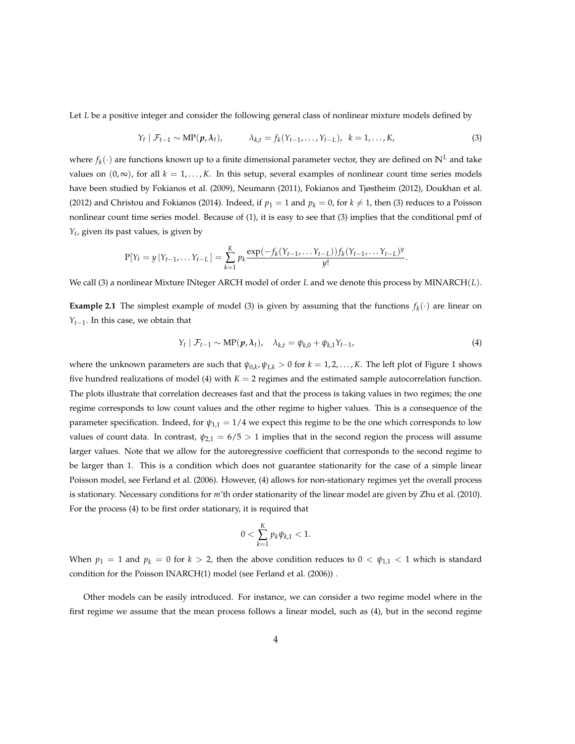Let $L$ be a positive integer and consider the following general class of nonlinear mixture models defined by

$$Y_t \mid \mathcal{F}_{t-1} \sim \text{MP}(\boldsymbol{p}, \boldsymbol{\lambda}_t), \qquad \lambda_{k,t} = f_k(Y_{t-1}, \ldots, Y_{t-L}), \;\; k = 1, \ldots, K, \tag{3}$$

where $f_k(\cdot)$ are functions known up to a finite dimensional parameter vector, they are defined on $\mathbb{N}^L$ and take values on $(0, \infty)$, for all $k = 1, \ldots, K$. In this setup, several examples of nonlinear count time series models have been studied by Fokianos et al. (2009), Neumann (2011), Fokianos and Tjøstheim (2012), Doukhan et al. (2012) and Christou and Fokianos (2014). Indeed, if $p_1 = 1$ and $p_k = 0$, for $k \neq 1$, then (3) reduces to a Poisson nonlinear count time series model. Because of (1), it is easy to see that (3) implies that the conditional pmf of $Y_t$, given its past values, is given by

$$\text{P}[Y_t = y \,|Y_{t-1}, \ldots Y_{t-L}\,] = \sum_{k=1}^{K} p_k \frac{\exp(-f_k(Y_{t-1}, \ldots Y_{t-L}))f_k(Y_{t-1}, \ldots Y_{t-L})^y}{y!}.$$

We call (3) a nonlinear Mixture INteger ARCH model of order $L$ and we denote this process by MINARCH$(L)$.

**Example 2.1** The simplest example of model (3) is given by assuming that the functions $f_k(\cdot)$ are linear on $Y_{t-1}$. In this case, we obtain that

$$Y_t \mid \mathcal{F}_{t-1} \sim \text{MP}(\boldsymbol{p}, \boldsymbol{\lambda}_t), \quad \lambda_{k,t} = \psi_{k,0} + \psi_{k,1} Y_{t-1}, \tag{4}$$

where the unknown parameters are such that $\psi_{0,k}, \psi_{1,k} > 0$ for $k = 1, 2, \ldots, K$. The left plot of Figure 1 shows five hundred realizations of model (4) with $K = 2$ regimes and the estimated sample autocorrelation function. The plots illustrate that correlation decreases fast and that the process is taking values in two regimes; the one regime corresponds to low count values and the other regime to higher values. This is a consequence of the parameter specification. Indeed, for $\psi_{1,1} = 1/4$ we expect this regime to be the one which corresponds to low values of count data. In contrast, $\psi_{2,1} = 6/5 > 1$ implies that in the second region the process will assume larger values. Note that we allow for the autoregressive coefficient that corresponds to the second regime to be larger than 1. This is a condition which does not guarantee stationarity for the case of a simple linear Poisson model, see Ferland et al. (2006). However, (4) allows for non-stationary regimes yet the overall process is stationary. Necessary conditions for $m$'th order stationarity of the linear model are given by Zhu et al. (2010). For the process (4) to be first order stationary, it is required that

$$0 < \sum_{k=1}^{K} p_k \psi_{k,1} < 1.$$

When $p_1 = 1$ and $p_k = 0$ for $k > 2$, then the above condition reduces to $0 < \psi_{1,1} < 1$ which is standard condition for the Poisson INARCH(1) model (see Ferland et al. (2006)) .

Other models can be easily introduced. For instance, we can consider a two regime model where in the first regime we assume that the mean process follows a linear model, such as (4), but in the second regime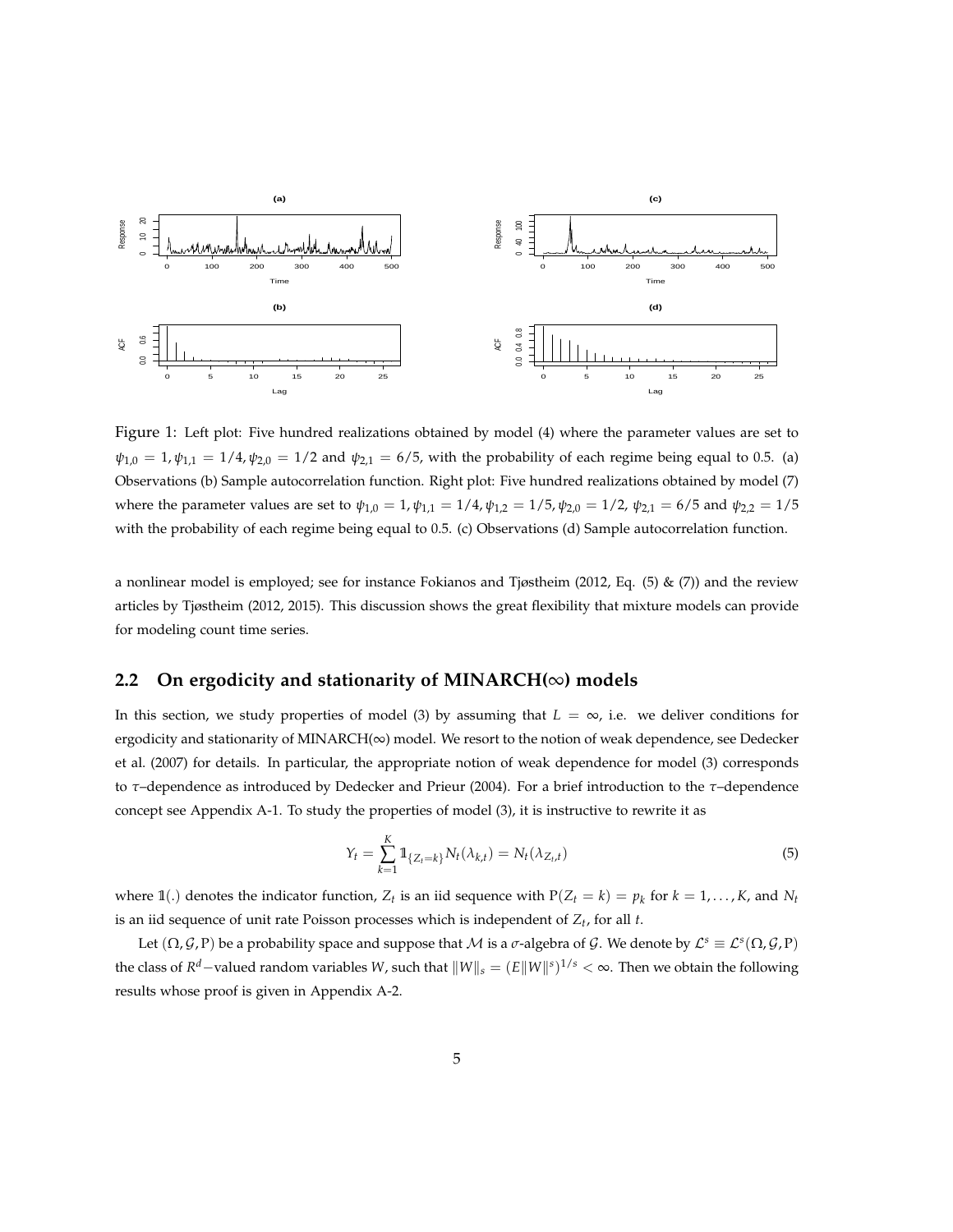Figure 1: Left plot: Five hundred realizations obtained by model (4) where the parameter values are set to $\psi_{1,0} = 1, \psi_{1,1} = 1/4, \psi_{2,0} = 1/2$ and $\psi_{2,1} = 6/5$, with the probability of each regime being equal to 0.5. (a) Observations (b) Sample autocorrelation function. Right plot: Five hundred realizations obtained by model (7) where the parameter values are set to $\psi_{1,0} = 1, \psi_{1,1} = 1/4, \psi_{1,2} = 1/5, \psi_{2,0} = 1/2$, $\psi_{2,1} = 6/5$ and $\psi_{2,2} = 1/5$ with the probability of each regime being equal to 0.5. (c) Observations (d) Sample autocorrelation function.

a nonlinear model is employed; see for instance Fokianos and Tjøstheim (2012, Eq. (5) & (7)) and the review articles by Tjøstheim (2012, 2015). This discussion shows the great flexibility that mixture models can provide for modeling count time series.

## 2.2 On ergodicity and stationarity of MINARCH($\infty$) models

In this section, we study properties of model (3) by assuming that $L = \infty$, i.e. we deliver conditions for ergodicity and stationarity of MINARCH($\infty$) model. We resort to the notion of weak dependence, see Dedecker et al. (2007) for details. In particular, the appropriate notion of weak dependence for model (3) corresponds to $\tau$–dependence as introduced by Dedecker and Prieur (2004). For a brief introduction to the $\tau$–dependence concept see Appendix A-1. To study the properties of model (3), it is instructive to rewrite it as

$$Y_t = \sum_{k=1}^{K} \mathbb{1}_{\{Z_t = k\}} N_t(\lambda_{k,t}) = N_t(\lambda_{Z_t,t}) \tag{5}$$

where $\mathbb{1}(.)$ denotes the indicator function, $Z_t$ is an iid sequence with $\mathrm{P}(Z_t = k) = p_k$ for $k = 1, \ldots, K$, and $N_t$ is an iid sequence of unit rate Poisson processes which is independent of $Z_t$, for all $t$.

Let $(\Omega, \mathcal{G}, \mathrm{P})$ be a probability space and suppose that $\mathcal{M}$ is a $\sigma$-algebra of $\mathcal{G}$. We denote by $\mathcal{L}^s \equiv \mathcal{L}^s(\Omega, \mathcal{G}, \mathrm{P})$ the class of $R^d-$valued random variables $W$, such that $\|W\|_s = (E\|W\|^s)^{1/s} < \infty$. Then we obtain the following results whose proof is given in Appendix A-2.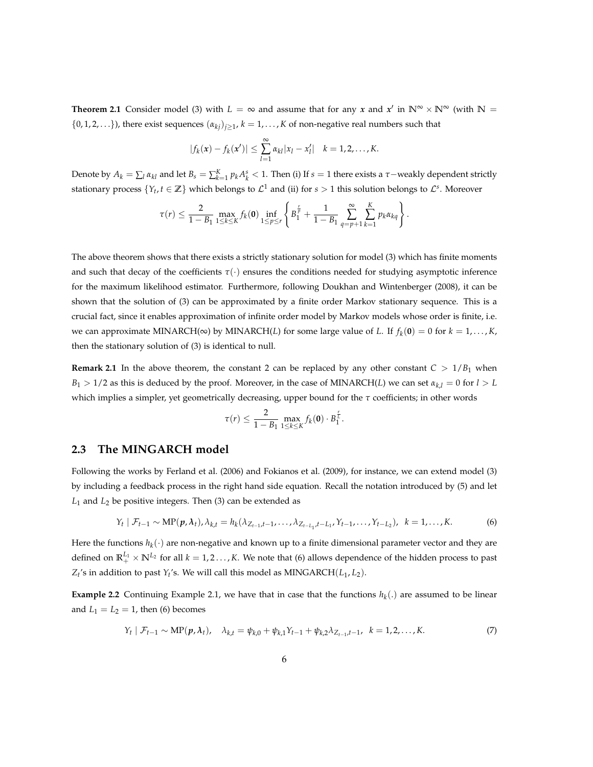**Theorem 2.1** Consider model (3) with $L = \infty$ and assume that for any $\boldsymbol{x}$ and $\boldsymbol{x}'$ in $\mathbb{N}^\infty \times \mathbb{N}^\infty$ (with $\mathbb{N} = \{0, 1, 2, \ldots\}$), there exist sequences $(\alpha_{kj})_{j \geq 1}$, $k = 1, \ldots, K$ of non-negative real numbers such that

$$|f_k(\boldsymbol{x}) - f_k(\boldsymbol{x}')| \leq \sum_{l=1}^{\infty} \alpha_{kl} |x_l - x_l'| \quad k = 1, 2, \ldots, K.$$

Denote by $A_k = \sum_l \alpha_{kl}$ and let $B_s = \sum_{k=1}^K p_k A_k^s < 1$. Then (i) If $s = 1$ there exists a $\tau-$weakly dependent strictly stationary process $\{Y_t, t \in \mathbb{Z}\}$ which belongs to $\mathcal{L}^1$ and (ii) for $s > 1$ this solution belongs to $\mathcal{L}^s$. Moreover

$$\tau(r) \leq \frac{2}{1 - B_1} \max_{1 \leq k \leq K} f_k(\mathbf{0}) \inf_{1 \leq p \leq r} \left\{ B_1^{\frac{r}{p}} + \frac{1}{1 - B_1} \sum_{q=p+1}^{\infty} \sum_{k=1}^{K} p_k \alpha_{kq} \right\}.$$

The above theorem shows that there exists a strictly stationary solution for model (3) which has finite moments and such that decay of the coefficients $\tau(\cdot)$ ensures the conditions needed for studying asymptotic inference for the maximum likelihood estimator. Furthermore, following Doukhan and Wintenberger (2008), it can be shown that the solution of (3) can be approximated by a finite order Markov stationary sequence. This is a crucial fact, since it enables approximation of infinite order model by Markov models whose order is finite, i.e. we can approximate MINARCH($\infty$) by MINARCH($L$) for some large value of $L$. If $f_k(\mathbf{0}) = 0$ for $k = 1, \ldots, K$, then the stationary solution of (3) is identical to null.

**Remark 2.1** In the above theorem, the constant 2 can be replaced by any other constant $C > 1/B_1$ when $B_1 > 1/2$ as this is deduced by the proof. Moreover, in the case of MINARCH($L$) we can set $\alpha_{k,l} = 0$ for $l > L$ which implies a simpler, yet geometrically decreasing, upper bound for the $\tau$ coefficients; in other words

$$\tau(r) \leq \frac{2}{1 - B_1} \max_{1 \leq k \leq K} f_k(\mathbf{0}) \cdot B_1^{\frac{r}{L}}.$$

## 2.3 The MINGARCH model

Following the works by Ferland et al. (2006) and Fokianos et al. (2009), for instance, we can extend model (3) by including a feedback process in the right hand side equation. Recall the notation introduced by (5) and let $L_1$ and $L_2$ be positive integers. Then (3) can be extended as

$$Y_t \mid \mathcal{F}_{t-1} \sim \mathrm{MP}(\boldsymbol{p}, \boldsymbol{\lambda}_t), \lambda_{k,t} = h_k(\lambda_{Z_{t-1}, t-1}, \ldots, \lambda_{Z_{t-L_1}, t-L_1}, Y_{t-1}, \ldots, Y_{t-L_2}), \;\; k = 1, \ldots, K. \tag{6}$$

Here the functions $h_k(\cdot)$ are non-negative and known up to a finite dimensional parameter vector and they are defined on $\mathbb{R}_+^{L_1} \times \mathbb{N}^{L_2}$ for all $k = 1, 2 \ldots, K$. We note that (6) allows dependence of the hidden process to past $Z_t$'s in addition to past $Y_t$'s. We will call this model as MINGARCH($L_1, L_2$).

**Example 2.2** Continuing Example 2.1, we have that in case that the functions $h_k(.)$ are assumed to be linear and $L_1 = L_2 = 1$, then (6) becomes

$$Y_t \mid \mathcal{F}_{t-1} \sim \mathrm{MP}(\boldsymbol{p}, \boldsymbol{\lambda}_t), \quad \lambda_{k,t} = \psi_{k,0} + \psi_{k,1} Y_{t-1} + \psi_{k,2} \lambda_{Z_{t-1}, t-1}, \;\; k = 1, 2, \ldots, K. \tag{7}$$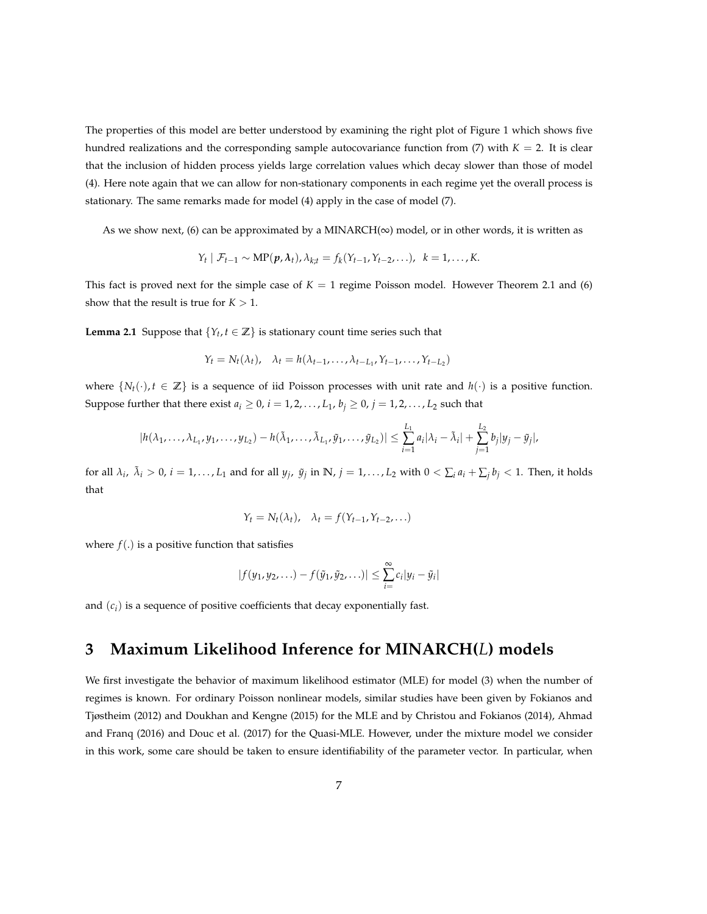The properties of this model are better understood by examining the right plot of Figure 1 which shows five hundred realizations and the corresponding sample autocovariance function from (7) with $K = 2$. It is clear that the inclusion of hidden process yields large correlation values which decay slower than those of model (4). Here note again that we can allow for non-stationary components in each regime yet the overall process is stationary. The same remarks made for model (4) apply in the case of model (7).

As we show next, (6) can be approximated by a MINARCH($\infty$) model, or in other words, it is written as

$$Y_t \mid \mathcal{F}_{t-1} \sim \mathrm{MP}(\boldsymbol{p}, \boldsymbol{\lambda}_t), \lambda_{k;t} = f_k(Y_{t-1}, Y_{t-2}, \ldots), \;\; k = 1, \ldots, K.$$

This fact is proved next for the simple case of $K = 1$ regime Poisson model. However Theorem 2.1 and (6) show that the result is true for $K > 1$.

**Lemma 2.1** Suppose that $\{Y_t, t \in \mathbb{Z}\}$ is stationary count time series such that

$$Y_t = N_t(\lambda_t), \quad \lambda_t = h(\lambda_{t-1}, \ldots, \lambda_{t-L_1}, Y_{t-1}, \ldots, Y_{t-L_2})$$

where $\{N_t(\cdot), t \in \mathbb{Z}\}$ is a sequence of iid Poisson processes with unit rate and $h(\cdot)$ is a positive function. Suppose further that there exist $a_i \geq 0$, $i = 1, 2, \ldots, L_1$, $b_j \geq 0$, $j = 1, 2, \ldots, L_2$ such that

$$|h(\lambda_1, \ldots, \lambda_{L_1}, y_1, \ldots, y_{L_2}) - h(\tilde{\lambda}_1, \ldots, \tilde{\lambda}_{L_1}, \tilde{y}_1, \ldots, \tilde{y}_{L_2})| \leq \sum_{i=1}^{L_1} a_i |\lambda_i - \tilde{\lambda}_i| + \sum_{j=1}^{L_2} b_j |y_j - \tilde{y}_j|,$$

for all $\lambda_i$, $\tilde{\lambda}_i > 0$, $i = 1, \ldots, L_1$ and for all $y_j$, $\tilde{y}_j$ in $\mathbb{N}$, $j = 1, \ldots, L_2$ with $0 < \sum_i a_i + \sum_j b_j < 1$. Then, it holds that

$$Y_t = N_t(\lambda_t), \quad \lambda_t = f(Y_{t-1}, Y_{t-2}, \ldots)$$

where $f(.)$ is a positive function that satisfies

$$|f(y_1, y_2, \ldots) - f(\tilde{y}_1, \tilde{y}_2, \ldots)| \leq \sum_{i=}^{\infty} c_i |y_i - \tilde{y}_i|$$

and $(c_i)$ is a sequence of positive coefficients that decay exponentially fast.

# 3 Maximum Likelihood Inference for MINARCH($L$) models

We first investigate the behavior of maximum likelihood estimator (MLE) for model (3) when the number of regimes is known. For ordinary Poisson nonlinear models, similar studies have been given by Fokianos and Tjøstheim (2012) and Doukhan and Kengne (2015) for the MLE and by Christou and Fokianos (2014), Ahmad and Franq (2016) and Douc et al. (2017) for the Quasi-MLE. However, under the mixture model we consider in this work, some care should be taken to ensure identifiability of the parameter vector. In particular, when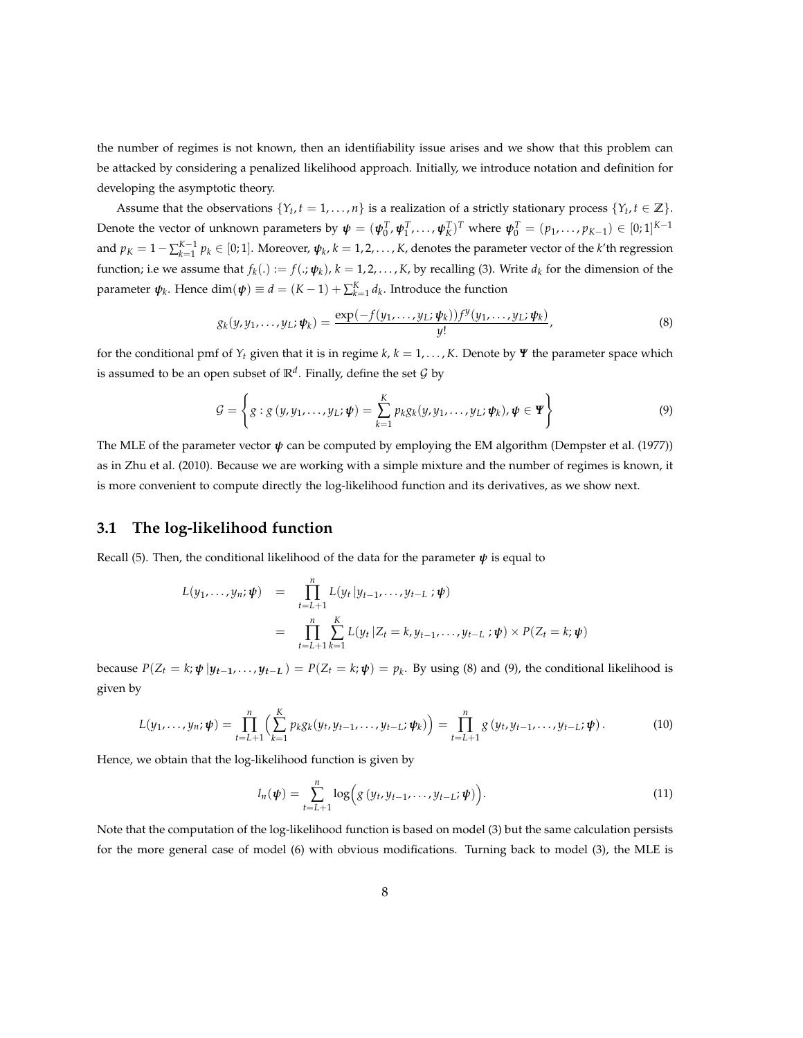the number of regimes is not known, then an identifiability issue arises and we show that this problem can be attacked by considering a penalized likelihood approach. Initially, we introduce notation and definition for developing the asymptotic theory.

Assume that the observations $\{Y_t, t = 1, \ldots, n\}$ is a realization of a strictly stationary process $\{Y_t, t \in \mathbb{Z}\}$. Denote the vector of unknown parameters by $\boldsymbol{\psi} = (\boldsymbol{\psi}_0^T, \boldsymbol{\psi}_1^T, \ldots, \boldsymbol{\psi}_K^T)^T$ where $\boldsymbol{\psi}_0^T = (p_1, \ldots, p_{K-1}) \in [0;1]^{K-1}$ and $p_K = 1 - \sum_{k=1}^{K-1} p_k \in [0;1]$. Moreover, $\boldsymbol{\psi}_k$, $k = 1, 2, \ldots, K$, denotes the parameter vector of the $k$'th regression function; i.e we assume that $f_k(.) := f(.; \boldsymbol{\psi}_k)$, $k = 1, 2, \ldots, K$, by recalling (3). Write $d_k$ for the dimension of the parameter $\boldsymbol{\psi}_k$. Hence $\dim(\boldsymbol{\psi}) \equiv d = (K-1) + \sum_{k=1}^{K} d_k$. Introduce the function

$$g_k(y, y_1, \ldots, y_L; \boldsymbol{\psi}_k) = \frac{\exp(-f(y_1, \ldots, y_L; \boldsymbol{\psi}_k)) f^y(y_1, \ldots, y_L; \boldsymbol{\psi}_k)}{y!}, \tag{8}$$

for the conditional pmf of $Y_t$ given that it is in regime $k$, $k = 1, \ldots, K$. Denote by $\boldsymbol{\Psi}$ the parameter space which is assumed to be an open subset of $\mathbb{R}^d$. Finally, define the set $\mathcal{G}$ by

$$\mathcal{G} = \left\{ g : g\left(y, y_1, \ldots, y_L; \boldsymbol{\psi}\right) = \sum_{k=1}^{K} p_k g_k(y, y_1, \ldots, y_L; \boldsymbol{\psi}_k), \boldsymbol{\psi} \in \boldsymbol{\Psi} \right\} \tag{9}$$

The MLE of the parameter vector $\boldsymbol{\psi}$ can be computed by employing the EM algorithm (Dempster et al. (1977)) as in Zhu et al. (2010). Because we are working with a simple mixture and the number of regimes is known, it is more convenient to compute directly the log-likelihood function and its derivatives, as we show next.

## 3.1 The log-likelihood function

Recall (5). Then, the conditional likelihood of the data for the parameter $\boldsymbol{\psi}$ is equal to

$$\begin{aligned} L(y_1, \ldots, y_n; \boldsymbol{\psi}) &= \prod_{t=L+1}^{n} L(y_t \,|y_{t-1}, \ldots, y_{t-L} \,; \boldsymbol{\psi}) \\ &= \prod_{t=L+1}^{n} \sum_{k=1}^{K} L(y_t \,|Z_t = k, y_{t-1}, \ldots, y_{t-L} \,; \boldsymbol{\psi}) \times P(Z_t = k; \boldsymbol{\psi}) \end{aligned}$$

because $P(Z_t = k; \boldsymbol{\psi} \,|\boldsymbol{y_{t-1}}, \ldots, \boldsymbol{y_{t-L}}) = P(Z_t = k; \boldsymbol{\psi}) = p_k$. By using (8) and (9), the conditional likelihood is given by

$$L(y_1, \ldots, y_n; \boldsymbol{\psi}) = \prod_{t=L+1}^{n} \Big( \sum_{k=1}^{K} p_k g_k(y_t, y_{t-1}, \ldots, y_{t-L}; \boldsymbol{\psi}_k) \Big) = \prod_{t=L+1}^{n} g\left(y_t, y_{t-1}, \ldots, y_{t-L}; \boldsymbol{\psi}\right). \tag{10}$$

Hence, we obtain that the log-likelihood function is given by

$$l_n(\boldsymbol{\psi}) = \sum_{t=L+1}^{n} \log\Big( g\left(y_t, y_{t-1}, \ldots, y_{t-L}; \boldsymbol{\psi}\right) \Big). \tag{11}$$

Note that the computation of the log-likelihood function is based on model (3) but the same calculation persists for the more general case of model (6) with obvious modifications. Turning back to model (3), the MLE is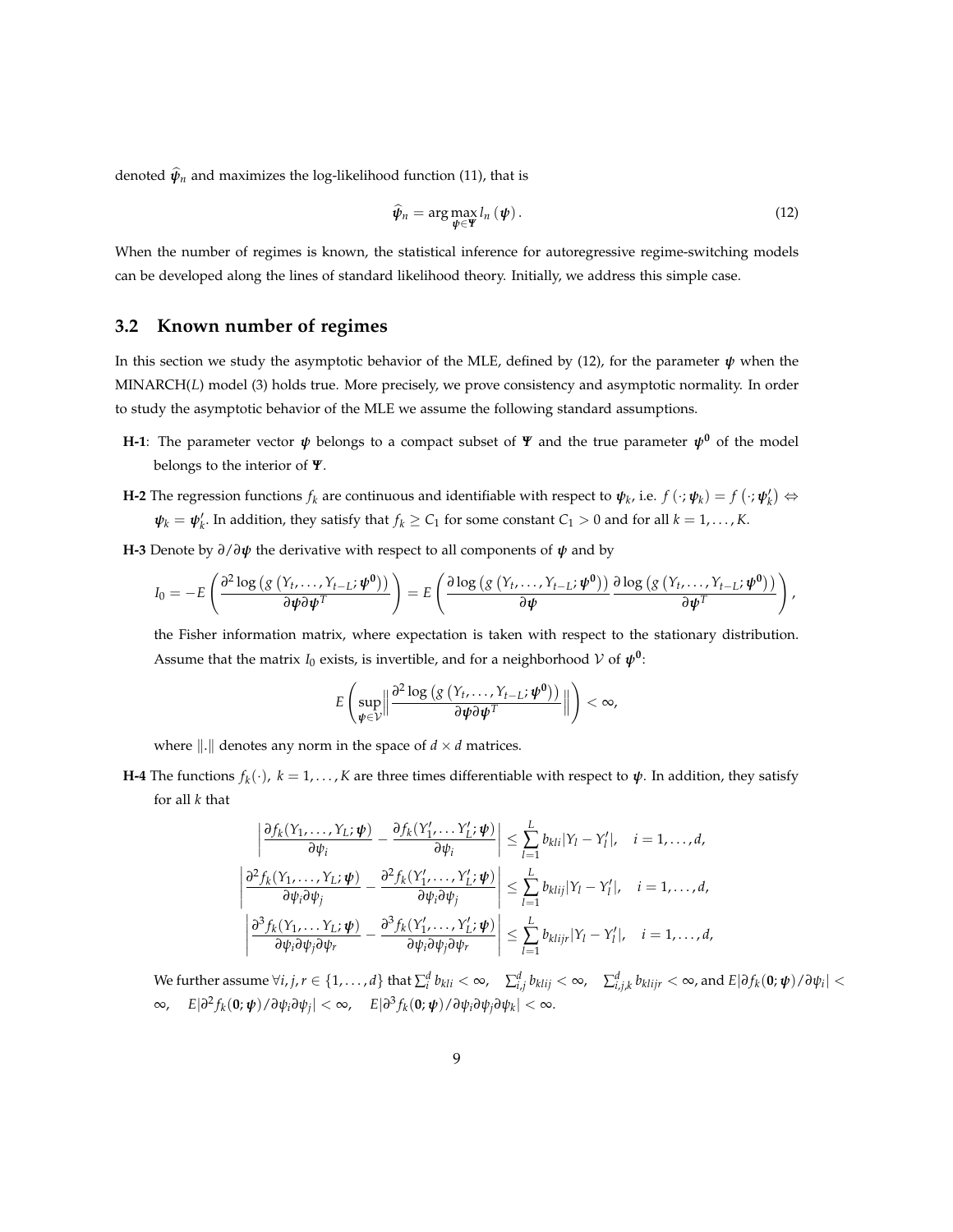denoted $\widehat{\boldsymbol{\psi}}_n$ and maximizes the log-likelihood function (11), that is

$$\widehat{\boldsymbol{\psi}}_n = \arg\max_{\boldsymbol{\psi}\in\boldsymbol{\Psi}} l_n(\boldsymbol{\psi}). \tag{12}$$

When the number of regimes is known, the statistical inference for autoregressive regime-switching models can be developed along the lines of standard likelihood theory. Initially, we address this simple case.

## 3.2 Known number of regimes

In this section we study the asymptotic behavior of the MLE, defined by (12), for the parameter $\boldsymbol{\psi}$ when the MINARCH($L$) model (3) holds true. More precisely, we prove consistency and asymptotic normality. In order to study the asymptotic behavior of the MLE we assume the following standard assumptions.

**H-1**: The parameter vector $\boldsymbol{\psi}$ belongs to a compact subset of $\boldsymbol{\Psi}$ and the true parameter $\boldsymbol{\psi}^{\mathbf{0}}$ of the model belongs to the interior of $\boldsymbol{\Psi}$.

**H-2** The regression functions $f_k$ are continuous and identifiable with respect to $\boldsymbol{\psi}_k$, i.e. $f(\cdot;\boldsymbol{\psi}_k) = f(\cdot;\boldsymbol{\psi}_k') \Leftrightarrow \boldsymbol{\psi}_k = \boldsymbol{\psi}_k'$. In addition, they satisfy that $f_k \geq C_1$ for some constant $C_1 > 0$ and for all $k = 1,\ldots,K$.

**H-3** Denote by $\partial/\partial\boldsymbol{\psi}$ the derivative with respect to all components of $\boldsymbol{\psi}$ and by

$$I_0 = -E\left(\frac{\partial^2 \log\left(g\left(Y_t,\ldots,Y_{t-L};\boldsymbol{\psi}^{\mathbf{0}}\right)\right)}{\partial\boldsymbol{\psi}\partial\boldsymbol{\psi}^T}\right) = E\left(\frac{\partial \log\left(g\left(Y_t,\ldots,Y_{t-L};\boldsymbol{\psi}^{\mathbf{0}}\right)\right)}{\partial\boldsymbol{\psi}}\frac{\partial \log\left(g\left(Y_t,\ldots,Y_{t-L};\boldsymbol{\psi}^{\mathbf{0}}\right)\right)}{\partial\boldsymbol{\psi}^T}\right),$$

the Fisher information matrix, where expectation is taken with respect to the stationary distribution. Assume that the matrix $I_0$ exists, is invertible, and for a neighborhood $\mathcal{V}$ of $\boldsymbol{\psi}^{\mathbf{0}}$:

$$E\left(\sup_{\boldsymbol{\psi}\in\mathcal{V}}\left\|\frac{\partial^2 \log\left(g\left(Y_t,\ldots,Y_{t-L};\boldsymbol{\psi}^{\mathbf{0}}\right)\right)}{\partial\boldsymbol{\psi}\partial\boldsymbol{\psi}^T}\right\|\right) < \infty,$$

where $\|.\|$ denotes any norm in the space of $d\times d$ matrices.

**H-4** The functions $f_k(\cdot)$, $k = 1,\ldots,K$ are three times differentiable with respect to $\boldsymbol{\psi}$. In addition, they satisfy for all $k$ that

$$\left|\frac{\partial f_k(Y_1,\ldots,Y_L;\boldsymbol{\psi})}{\partial\psi_i} - \frac{\partial f_k(Y_1',\ldots Y_L';\boldsymbol{\psi})}{\partial\psi_i}\right| \leq \sum_{l=1}^{L} b_{kli}|Y_l - Y_l'|, \quad i = 1,\ldots,d,$$
$$\left|\frac{\partial^2 f_k(Y_1,\ldots,Y_L;\boldsymbol{\psi})}{\partial\psi_i\partial\psi_j} - \frac{\partial^2 f_k(Y_1',\ldots,Y_L';\boldsymbol{\psi})}{\partial\psi_i\partial\psi_j}\right| \leq \sum_{l=1}^{L} b_{klij}|Y_l - Y_l'|, \quad i = 1,\ldots,d,$$
$$\left|\frac{\partial^3 f_k(Y_1,\ldots Y_L;\boldsymbol{\psi})}{\partial\psi_i\partial\psi_j\partial\psi_r} - \frac{\partial^3 f_k(Y_1',\ldots,Y_L';\boldsymbol{\psi})}{\partial\psi_i\partial\psi_j\partial\psi_r}\right| \leq \sum_{l=1}^{L} b_{klijr}|Y_l - Y_l'|, \quad i = 1,\ldots,d,$$

We further assume $\forall i,j,r \in \{1,\ldots,d\}$ that $\sum_i^d b_{kli} < \infty$, $\sum_{i,j}^d b_{klij} < \infty$, $\sum_{i,j,k}^d b_{klijr} < \infty$, and $E|\partial f_k(\mathbf{0};\boldsymbol{\psi})/\partial\psi_i| < \infty$, $E|\partial^2 f_k(\mathbf{0};\boldsymbol{\psi})/\partial\psi_i\partial\psi_j| < \infty$, $E|\partial^3 f_k(\mathbf{0};\boldsymbol{\psi})/\partial\psi_i\partial\psi_j\partial\psi_k| < \infty$.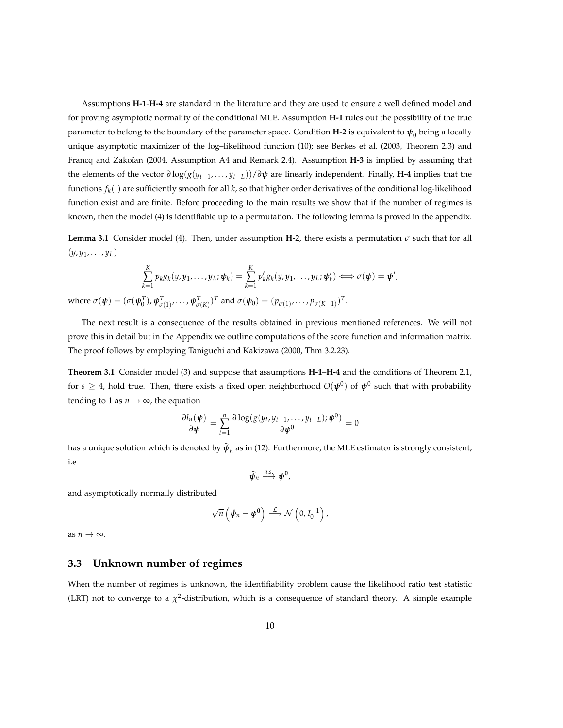Assumptions **H-1**-**H-4** are standard in the literature and they are used to ensure a well defined model and for proving asymptotic normality of the conditional MLE. Assumption **H-1** rules out the possibility of the true parameter to belong to the boundary of the parameter space. Condition **H-2** is equivalent to $\boldsymbol{\psi}_0$ being a locally unique asymptotic maximizer of the log–likelihood function (10); see Berkes et al. (2003, Theorem 2.3) and Francq and Zakoïan (2004, Assumption A4 and Remark 2.4). Assumption **H-3** is implied by assuming that the elements of the vector $\partial \log(g(y_{t-1}, \ldots, y_{t-L}))/\partial \boldsymbol{\psi}$ are linearly independent. Finally, **H-4** implies that the functions $f_k(\cdot)$ are sufficiently smooth for all $k$, so that higher order derivatives of the conditional log-likelihood function exist and are finite. Before proceeding to the main results we show that if the number of regimes is known, then the model (4) is identifiable up to a permutation. The following lemma is proved in the appendix.

**Lemma 3.1** Consider model (4). Then, under assumption **H-2**, there exists a permutation $\sigma$ such that for all $(y, y_1, \ldots, y_L)$

$$
\sum_{k=1}^{K} p_k g_k(y, y_1, \ldots, y_L; \boldsymbol{\psi}_k) = \sum_{k=1}^{K} p'_k g_k(y, y_1, \ldots, y_L; \boldsymbol{\psi}'_k) \Longleftrightarrow \sigma(\boldsymbol{\psi}) = \boldsymbol{\psi}',
$$

where $\sigma(\boldsymbol{\psi}) = (\sigma(\boldsymbol{\psi}_0^T), \boldsymbol{\psi}_{\sigma(1)}^T, \ldots, \boldsymbol{\psi}_{\sigma(K)}^T)^T$ and $\sigma(\boldsymbol{\psi}_0) = (p_{\sigma(1)}, \ldots, p_{\sigma(K-1)})^T$.

The next result is a consequence of the results obtained in previous mentioned references. We will not prove this in detail but in the Appendix we outline computations of the score function and information matrix. The proof follows by employing Taniguchi and Kakizawa (2000, Thm 3.2.23).

**Theorem 3.1** Consider model (3) and suppose that assumptions **H-1**–**H-4** and the conditions of Theorem 2.1, for $s \geq 4$, hold true. Then, there exists a fixed open neighborhood $O(\boldsymbol{\psi}^0)$ of $\boldsymbol{\psi}^0$ such that with probability tending to 1 as $n \to \infty$, the equation

$$
\frac{\partial l_n(\boldsymbol{\psi})}{\partial \boldsymbol{\psi}} = \sum_{t=1}^{n} \frac{\partial \log(g(y_t, y_{t-1}, \ldots, y_{t-L}); \boldsymbol{\psi}^0)}{\partial \boldsymbol{\psi}^0} = 0
$$

has a unique solution which is denoted by $\widehat{\boldsymbol{\psi}}_n$ as in (12). Furthermore, the MLE estimator is strongly consistent, i.e

$$
\widehat{\boldsymbol{\psi}}_n \xrightarrow{a.s.} \boldsymbol{\psi}^{\mathbf{0}},
$$

and asymptotically normally distributed

$$
\sqrt{n}\left(\hat{\boldsymbol{\psi}}_n - \boldsymbol{\psi}^{\mathbf{0}}\right) \xrightarrow{\mathcal{L}} \mathcal{N}\left(0, I_0^{-1}\right),
$$

as $n \to \infty$.

### 3.3 Unknown number of regimes

When the number of regimes is unknown, the identifiability problem cause the likelihood ratio test statistic (LRT) not to converge to a $\chi^2$-distribution, which is a consequence of standard theory. A simple example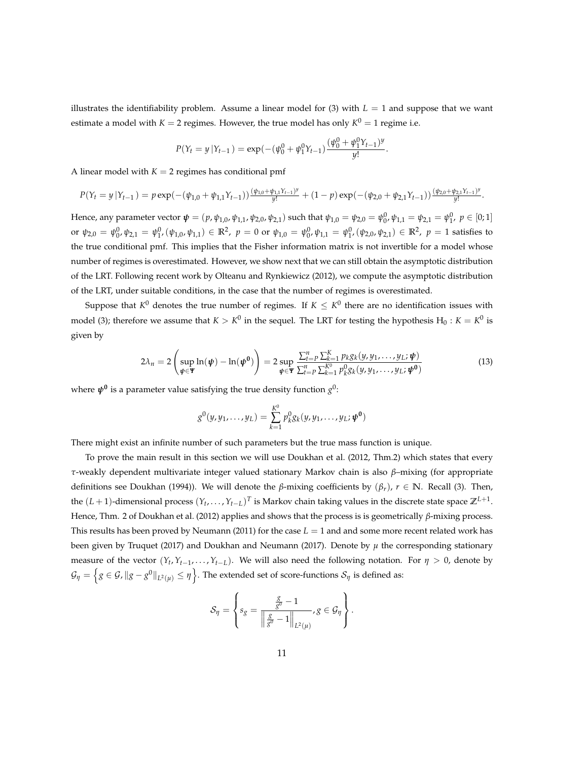illustrates the identifiability problem. Assume a linear model for (3) with $L = 1$ and suppose that we want estimate a model with $K = 2$ regimes. However, the true model has only $K^0 = 1$ regime i.e.

$$P(Y_t = y\,|Y_{t-1}) = \exp(-(\psi_0^0 + \psi_1^0 Y_{t-1})\frac{(\psi_0^0 + \psi_1^0 Y_{t-1})^y}{y!}.$$

A linear model with $K = 2$ regimes has conditional pmf

$$P(Y_t = y\,|Y_{t-1}) = p\exp(-(\psi_{1,0} + \psi_{1,1}Y_{t-1}))\frac{(\psi_{1,0}+\psi_{1,1}Y_{t-1})^y}{y!} + (1-p)\exp(-(\psi_{2,0} + \psi_{2,1}Y_{t-1}))\frac{(\psi_{2,0}+\psi_{2,1}Y_{t-1})^y}{y!}.$$

Hence, any parameter vector $\boldsymbol{\psi} = (p, \psi_{1,0}, \psi_{1,1}, \psi_{2,0}, \psi_{2,1})$ such that $\psi_{1,0} = \psi_{2,0} = \psi_0^0, \psi_{1,1} = \psi_{2,1} = \psi_1^0,\ p \in [0;1]$ or $\psi_{2,0} = \psi_0^0, \psi_{2,1} = \psi_1^0, (\psi_{1,0}, \psi_{1,1}) \in \mathbb{R}^2,\ p = 0$ or $\psi_{1,0} = \psi_0^0, \psi_{1,1} = \psi_1^0, (\psi_{2,0}, \psi_{2,1}) \in \mathbb{R}^2,\ p = 1$ satisfies to the true conditional pmf. This implies that the Fisher information matrix is not invertible for a model whose number of regimes is overestimated. However, we show next that we can still obtain the asymptotic distribution of the LRT. Following recent work by Olteanu and Rynkiewicz (2012), we compute the asymptotic distribution of the LRT, under suitable conditions, in the case that the number of regimes is overestimated.

Suppose that $K^0$ denotes the true number of regimes. If $K \leq K^0$ there are no identification issues with model (3); therefore we assume that $K > K^0$ in the sequel. The LRT for testing the hypothesis $\mathrm{H}_0 : K = K^0$ is given by

$$2\lambda_n = 2\left(\sup_{\boldsymbol{\psi}\in\boldsymbol{\Psi}} \ln(\boldsymbol{\psi}) - \ln(\boldsymbol{\psi^0})\right) = 2\sup_{\boldsymbol{\psi}\in\boldsymbol{\Psi}} \frac{\sum_{t=P}^n \sum_{k=1}^K p_k g_k(y, y_1, \ldots, y_L; \boldsymbol{\psi})}{\sum_{t=P}^n \sum_{k=1}^{K^0} p_k^0 g_k(y, y_1, \ldots, y_L; \boldsymbol{\psi^0})} \tag{13}$$

where $\boldsymbol{\psi^0}$ is a parameter value satisfying the true density function $g^0$:

$$g^0(y, y_1, \ldots, y_L) = \sum_{k=1}^{K^0} p_k^0 g_k(y, y_1, \ldots, y_L; \boldsymbol{\psi^0})$$

There might exist an infinite number of such parameters but the true mass function is unique.

To prove the main result in this section we will use Doukhan et al. (2012, Thm.2) which states that every $\tau$-weakly dependent multivariate integer valued stationary Markov chain is also $\beta$–mixing (for appropriate definitions see Doukhan (1994)). We will denote the $\beta$-mixing coefficients by $(\beta_r)$, $r \in \mathbb{N}$. Recall (3). Then, the $(L+1)$-dimensional process $(Y_t, \ldots, Y_{t-L})^T$ is Markov chain taking values in the discrete state space $\mathbb{Z}^{L+1}$. Hence, Thm. 2 of Doukhan et al. (2012) applies and shows that the process is is geometrically $\beta$-mixing process. This results has been proved by Neumann (2011) for the case $L = 1$ and and some more recent related work has been given by Truquet (2017) and Doukhan and Neumann (2017). Denote by $\mu$ the corresponding stationary measure of the vector $(Y_t, Y_{t-1}, \ldots, Y_{t-L})$. We will also need the following notation. For $\eta > 0$, denote by $\mathcal{G}_\eta = \left\{g \in \mathcal{G}, \|g - g^0\|_{L^2(\mu)} \leq \eta\right\}$. The extended set of score-functions $\mathcal{S}_\eta$ is defined as:

$$\mathcal{S}_\eta = \left\{ s_g = \frac{\frac{g}{g^0} - 1}{\left\|\frac{g}{g^0} - 1\right\|_{L^2(\mu)}}, g \in \mathcal{G}_\eta \right\}.$$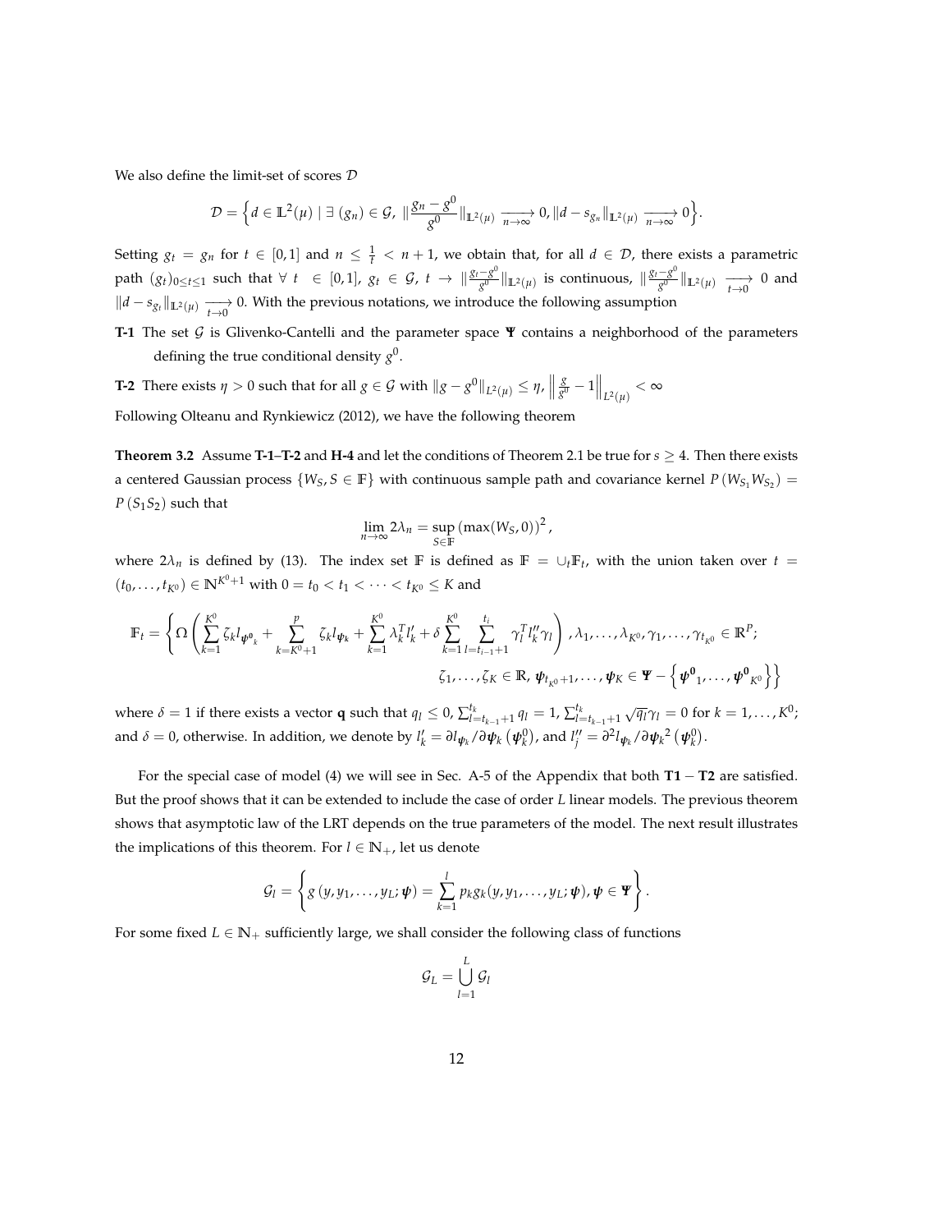We also define the limit-set of scores $\mathcal{D}$

$$\mathcal{D} = \Big\{ d \in \mathbb{L}^2(\mu) \mid \exists \, (g_n) \in \mathcal{G}, \; \| \frac{g_n - g^0}{g^0} \|_{\mathbb{L}^2(\mu)} \xrightarrow[n \to \infty]{} 0, \| d - s_{g_n} \|_{\mathbb{L}^2(\mu)} \xrightarrow[n \to \infty]{} 0 \Big\}.$$

Setting $g_t = g_n$ for $t \in [0,1]$ and $n \leq \frac{1}{t} < n+1$, we obtain that, for all $d \in \mathcal{D}$, there exists a parametric path $(g_t)_{0 \leq t \leq 1}$ such that $\forall \; t \; \in [0,1]$, $g_t \in \mathcal{G}$, $t \to \| \frac{g_t - g^0}{g^0} \|_{\mathbb{L}^2(\mu)}$ is continuous, $\| \frac{g_t - g^0}{g^0} \|_{\mathbb{L}^2(\mu)} \xrightarrow[t \to 0]{} 0$ and $\| d - s_{g_t} \|_{\mathbb{L}^2(\mu)} \xrightarrow[t \to 0]{} 0$. With the previous notations, we introduce the following assumption

**T-1** The set $\mathcal{G}$ is Glivenko-Cantelli and the parameter space $\boldsymbol{\Psi}$ contains a neighborhood of the parameters defining the true conditional density $g^0$.

**T-2** There exists $\eta > 0$ such that for all $g \in \mathcal{G}$ with $\|g - g^0\|_{L^2(\mu)} \leq \eta$, $\left\| \frac{g}{g^0} - 1 \right\|_{L^2(\mu)} < \infty$

Following Olteanu and Rynkiewicz (2012), we have the following theorem

**Theorem 3.2** Assume **T-1**–**T-2** and **H-4** and let the conditions of Theorem 2.1 be true for $s \geq 4$. Then there exists a centered Gaussian process $\{W_S, S \in \mathbb{F}\}$ with continuous sample path and covariance kernel $P(W_{S_1} W_{S_2}) = P(S_1 S_2)$ such that

$$\lim_{n \to \infty} 2\lambda_n = \sup_{S \in \mathbb{F}} \left(\max(W_S, 0)\right)^2,$$

where $2\lambda_n$ is defined by (13). The index set $\mathbb{F}$ is defined as $\mathbb{F} = \cup_t \mathbb{F}_t$, with the union taken over $t = (t_0, \ldots, t_{K^0}) \in \mathbb{N}^{K^0+1}$ with $0 = t_0 < t_1 < \cdots < t_{K^0} \leq K$ and

$$\mathbb{F}_t = \left\{ \Omega \left( \sum_{k=1}^{K^0} \zeta_k l_{\boldsymbol{\psi}^0{}_k} + \sum_{k=K^0+1}^{p} \zeta_k l_{\boldsymbol{\psi}_k} + \sum_{k=1}^{K^0} \lambda_k^T l'_k + \delta \sum_{k=1}^{K^0} \sum_{l=t_{i-1}+1}^{t_i} \gamma_l^T l''_k \gamma_l \right), \lambda_1, \ldots, \lambda_{K^0}, \gamma_1, \ldots, \gamma_{t_{K^0}} \in \mathbb{R}^P; \right.$$
$$\left. \zeta_1, \ldots, \zeta_K \in \mathbb{R}, \boldsymbol{\psi}_{t_{K^0}+1}, \ldots, \boldsymbol{\psi}_K \in \boldsymbol{\Psi} - \left\{ \boldsymbol{\psi^0}_1, \ldots, \boldsymbol{\psi^0}_{K^0} \right\} \right\}$$

where $\delta = 1$ if there exists a vector $\mathbf{q}$ such that $q_l \leq 0$, $\sum_{l=t_{k-1}+1}^{t_k} q_l = 1$, $\sum_{l=t_{k-1}+1}^{t_k} \sqrt{q_l} \gamma_l = 0$ for $k = 1, \ldots, K^0$; and $\delta = 0$, otherwise. In addition, we denote by $l'_k = \partial l_{\boldsymbol{\psi}_k} / \partial \boldsymbol{\psi}_k \left(\boldsymbol{\psi}_k^0\right)$, and $l''_j = \partial^2 l_{\boldsymbol{\psi}_k} / \partial \boldsymbol{\psi}_k{}^2 \left(\boldsymbol{\psi}_k^0\right)$.

For the special case of model (4) we will see in Sec. A-5 of the Appendix that both **T1** − **T2** are satisfied. But the proof shows that it can be extended to include the case of order $L$ linear models. The previous theorem shows that asymptotic law of the LRT depends on the true parameters of the model. The next result illustrates the implications of this theorem. For $l \in \mathbb{N}_+$, let us denote

$$\mathcal{G}_l = \left\{ g\left(y, y_1, \ldots, y_L; \boldsymbol{\psi}\right) = \sum_{k=1}^{l} p_k g_k(y, y_1, \ldots, y_L; \boldsymbol{\psi}), \boldsymbol{\psi} \in \boldsymbol{\Psi} \right\}.$$

For some fixed $L \in \mathbb{N}_+$ sufficiently large, we shall consider the following class of functions

$$\mathcal{G}_L = \bigcup_{l=1}^{L} \mathcal{G}_l$$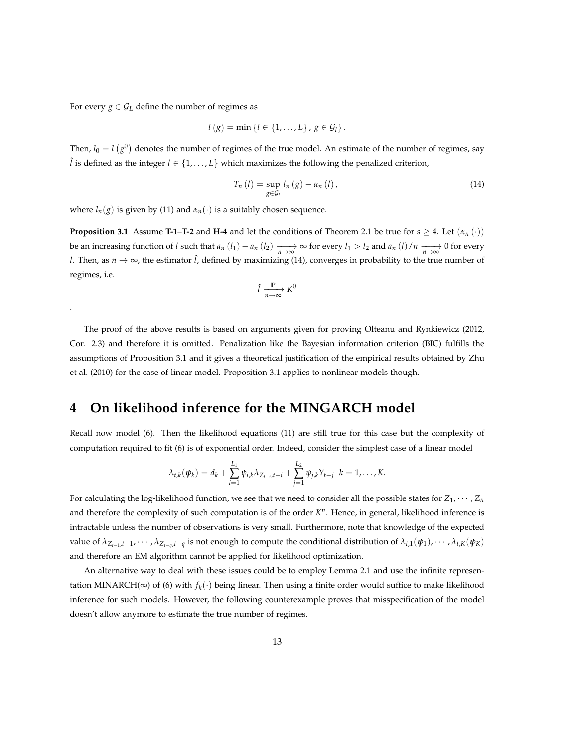For every $g \in \mathcal{G}_L$ define the number of regimes as

$$l(g) = \min \{l \in \{1, \ldots, L\}, g \in \mathcal{G}_l\}.$$

Then, $l_0 = l(g^0)$ denotes the number of regimes of the true model. An estimate of the number of regimes, say $\hat{l}$ is defined as the integer $l \in \{1, \ldots, L\}$ which maximizes the following the penalized criterion,

$$T_n(l) = \sup_{g \in \mathcal{G}_l} l_n(g) - \alpha_n(l), \tag{14}$$

where $l_n(g)$ is given by (11) and $\alpha_n(\cdot)$ is a suitably chosen sequence.

**Proposition 3.1** Assume **T-1**–**T-2** and **H-4** and let the conditions of Theorem 2.1 be true for $s \geq 4$. Let $(\alpha_n(\cdot))$ be an increasing function of $l$ such that $a_n(l_1) - a_n(l_2) \xrightarrow[n \to \infty]{} \infty$ for every $l_1 > l_2$ and $a_n(l)/n \xrightarrow[n \to \infty]{} 0$ for every $l$. Then, as $n \to \infty$, the estimator $\hat{l}$, defined by maximizing (14), converges in probability to the true number of regimes, i.e.

$$\hat{l} \xrightarrow[n \to \infty]{\mathbb{P}} K^0$$

.

The proof of the above results is based on arguments given for proving Olteanu and Rynkiewicz (2012, Cor. 2.3) and therefore it is omitted. Penalization like the Bayesian information criterion (BIC) fulfills the assumptions of Proposition 3.1 and it gives a theoretical justification of the empirical results obtained by Zhu et al. (2010) for the case of linear model. Proposition 3.1 applies to nonlinear models though.

# 4 On likelihood inference for the MINGARCH model

Recall now model (6). Then the likelihood equations (11) are still true for this case but the complexity of computation required to fit (6) is of exponential order. Indeed, consider the simplest case of a linear model

$$\lambda_{t,k}(\boldsymbol{\psi}_k) = d_k + \sum_{i=1}^{L_1} \psi_{i,k} \lambda_{Z_{t-i},t-i} + \sum_{j=1}^{L_2} \psi_{j,k} Y_{t-j} \quad k = 1, \ldots, K.$$

For calculating the log-likelihood function, we see that we need to consider all the possible states for $Z_1, \cdots, Z_n$ and therefore the complexity of such computation is of the order $K^n$. Hence, in general, likelihood inference is intractable unless the number of observations is very small. Furthermore, note that knowledge of the expected value of $\lambda_{Z_{t-1},t-1}, \cdots, \lambda_{Z_{t-q},t-q}$ is not enough to compute the conditional distribution of $\lambda_{t,1}(\boldsymbol{\psi}_1), \cdots, \lambda_{t,K}(\boldsymbol{\psi}_K)$ and therefore an EM algorithm cannot be applied for likelihood optimization.

An alternative way to deal with these issues could be to employ Lemma 2.1 and use the infinite representation MINARCH($\infty$) of (6) with $f_k(\cdot)$ being linear. Then using a finite order would suffice to make likelihood inference for such models. However, the following counterexample proves that misspecification of the model doesn't allow anymore to estimate the true number of regimes.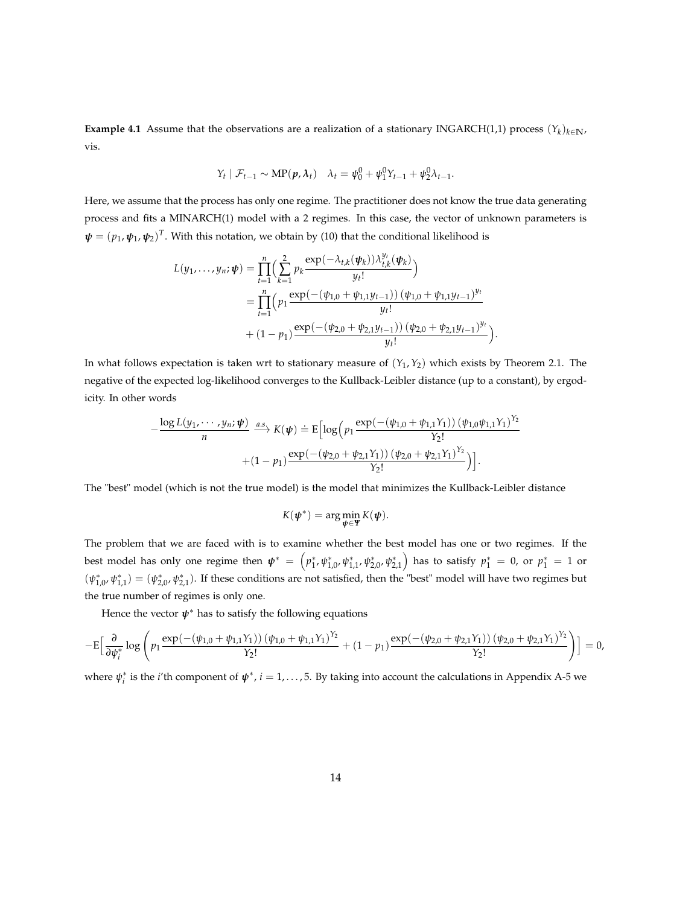**Example 4.1** Assume that the observations are a realization of a stationary INGARCH(1,1) process $(Y_k)_{k\in\mathbb{N}}$, vis.

$$Y_t \mid \mathcal{F}_{t-1} \sim \mathrm{MP}(\boldsymbol{p}, \boldsymbol{\lambda}_t) \quad \lambda_t = \psi_0^0 + \psi_1^0 Y_{t-1} + \psi_2^0 \lambda_{t-1}.$$

Here, we assume that the process has only one regime. The practitioner does not know the true data generating process and fits a MINARCH(1) model with a 2 regimes. In this case, the vector of unknown parameters is $\boldsymbol{\psi} = (p_1, \boldsymbol{\psi}_1, \boldsymbol{\psi}_2)^T$. With this notation, we obtain by (10) that the conditional likelihood is

$$\begin{aligned}
L(y_1, \ldots, y_n; \boldsymbol{\psi}) &= \prod_{t=1}^{n}\Big(\sum_{k=1}^{2} p_k \frac{\exp(-\lambda_{t,k}(\boldsymbol{\psi}_k))\lambda_{t,k}^{y_t}(\boldsymbol{\psi}_k)}{y_t!}\Big) \\
&= \prod_{t=1}^{n}\Big(p_1 \frac{\exp(-(\psi_{1,0} + \psi_{1,1}y_{t-1}))\,(\psi_{1,0} + \psi_{1,1}y_{t-1})^{y_t}}{y_t!} \\
&\quad + (1-p_1)\frac{\exp(-(\psi_{2,0} + \psi_{2,1}y_{t-1}))\,(\psi_{2,0} + \psi_{2,1}y_{t-1})^{y_t}}{y_t!}\Big).
\end{aligned}$$

In what follows expectation is taken wrt to stationary measure of $(Y_1, Y_2)$ which exists by Theorem 2.1. The negative of the expected log-likelihood converges to the Kullback-Leibler distance (up to a constant), by ergodicity. In other words

$$\begin{aligned}
-\frac{\log L(y_1, \cdots, y_n; \boldsymbol{\psi})}{n} \xrightarrow{a.s.} K(\boldsymbol{\psi}) \doteq \mathrm{E}\Big[\log\Big(p_1 \frac{\exp(-(\psi_{1,0} + \psi_{1,1}Y_1))\,(\psi_{1,0}\psi_{1,1}Y_1)^{Y_2}}{Y_2!} \\
+(1-p_1)\frac{\exp(-(\psi_{2,0} + \psi_{2,1}Y_1))\,(\psi_{2,0} + \psi_{2,1}Y_1)^{Y_2}}{Y_2!}\Big)\Big].
\end{aligned}$$

The "best" model (which is not the true model) is the model that minimizes the Kullback-Leibler distance

$$K(\boldsymbol{\psi}^*) = \arg\min_{\boldsymbol{\psi}\in\boldsymbol{\Psi}} K(\boldsymbol{\psi}).$$

The problem that we are faced with is to examine whether the best model has one or two regimes. If the best model has only one regime then $\boldsymbol{\psi}^* = \left(p_1^*, \psi_{1,0}^*, \psi_{1,1}^*, \psi_{2,0}^*, \psi_{2,1}^*\right)$ has to satisfy $p_1^* = 0$, or $p_1^* = 1$ or $(\psi_{1,0}^*, \psi_{1,1}^*) = (\psi_{2,0}^*, \psi_{2,1}^*)$. If these conditions are not satisfied, then the "best" model will have two regimes but the true number of regimes is only one.

Hence the vector $\boldsymbol{\psi}^*$ has to satisfy the following equations

$$-\mathrm{E}\Big[\frac{\partial}{\partial \psi_i^*}\log\left(p_1 \frac{\exp(-(\psi_{1,0} + \psi_{1,1}Y_1))\,(\psi_{1,0} + \psi_{1,1}Y_1)^{Y_2}}{Y_2!} + (1-p_1)\frac{\exp(-(\psi_{2,0} + \psi_{2,1}Y_1))\,(\psi_{2,0} + \psi_{2,1}Y_1)^{Y_2}}{Y_2!}\right)\Big] = 0,$$

where $\psi_i^*$ is the $i$'th component of $\boldsymbol{\psi}^*$, $i = 1, \ldots, 5$. By taking into account the calculations in Appendix A-5 we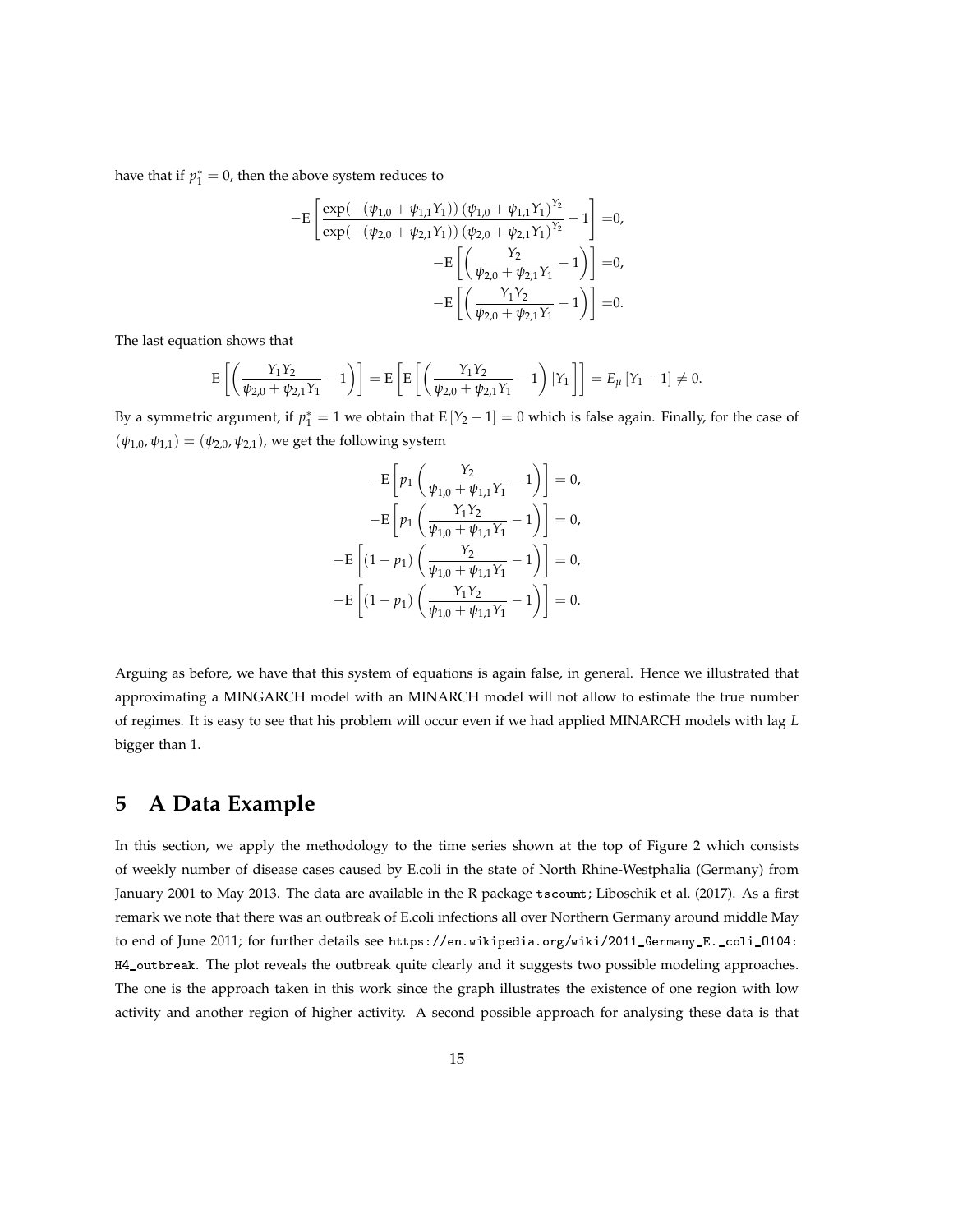have that if $p_1^* = 0$, then the above system reduces to

$$
\begin{aligned}
-\mathrm{E}\left[\frac{\exp(-(\psi_{1,0}+\psi_{1,1}Y_1))\,(\psi_{1,0}+\psi_{1,1}Y_1)^{Y_2}}{\exp(-(\psi_{2,0}+\psi_{2,1}Y_1))\,(\psi_{2,0}+\psi_{2,1}Y_1)^{Y_2}}-1\right] =&0,\\
-\mathrm{E}\left[\left(\frac{Y_2}{\psi_{2,0}+\psi_{2,1}Y_1}-1\right)\right] =&0,\\
-\mathrm{E}\left[\left(\frac{Y_1Y_2}{\psi_{2,0}+\psi_{2,1}Y_1}-1\right)\right] =&0.
\end{aligned}
$$

The last equation shows that

$$
\mathrm{E}\left[\left(\frac{Y_1Y_2}{\psi_{2,0}+\psi_{2,1}Y_1}-1\right)\right] = \mathrm{E}\left[\mathrm{E}\left[\left(\frac{Y_1Y_2}{\psi_{2,0}+\psi_{2,1}Y_1}-1\right)|Y_1\right]\right] = E_\mu\left[Y_1-1\right] \neq 0.
$$

By a symmetric argument, if $p_1^* = 1$ we obtain that $\mathrm{E}\left[Y_2-1\right] = 0$ which is false again. Finally, for the case of $(\psi_{1,0}, \psi_{1,1}) = (\psi_{2,0}, \psi_{2,1})$, we get the following system

$$
\begin{aligned}
-\mathrm{E}\left[p_1\left(\frac{Y_2}{\psi_{1,0}+\psi_{1,1}Y_1}-1\right)\right] &= 0,\\
-\mathrm{E}\left[p_1\left(\frac{Y_1Y_2}{\psi_{1,0}+\psi_{1,1}Y_1}-1\right)\right] &= 0,\\
-\mathrm{E}\left[(1-p_1)\left(\frac{Y_2}{\psi_{1,0}+\psi_{1,1}Y_1}-1\right)\right] &= 0,\\
-\mathrm{E}\left[(1-p_1)\left(\frac{Y_1Y_2}{\psi_{1,0}+\psi_{1,1}Y_1}-1\right)\right] &= 0.
\end{aligned}
$$

Arguing as before, we have that this system of equations is again false, in general. Hence we illustrated that approximating a MINGARCH model with an MINARCH model will not allow to estimate the true number of regimes. It is easy to see that his problem will occur even if we had applied MINARCH models with lag $L$ bigger than 1.

# 5 A Data Example

In this section, we apply the methodology to the time series shown at the top of Figure 2 which consists of weekly number of disease cases caused by E.coli in the state of North Rhine-Westphalia (Germany) from January 2001 to May 2013. The data are available in the R package `tscount`; Liboschik et al. (2017). As a first remark we note that there was an outbreak of E.coli infections all over Northern Germany around middle May to end of June 2011; for further details see `https://en.wikipedia.org/wiki/2011_Germany_E._coli_O104:H4_outbreak`. The plot reveals the outbreak quite clearly and it suggests two possible modeling approaches. The one is the approach taken in this work since the graph illustrates the existence of one region with low activity and another region of higher activity. A second possible approach for analysing these data is that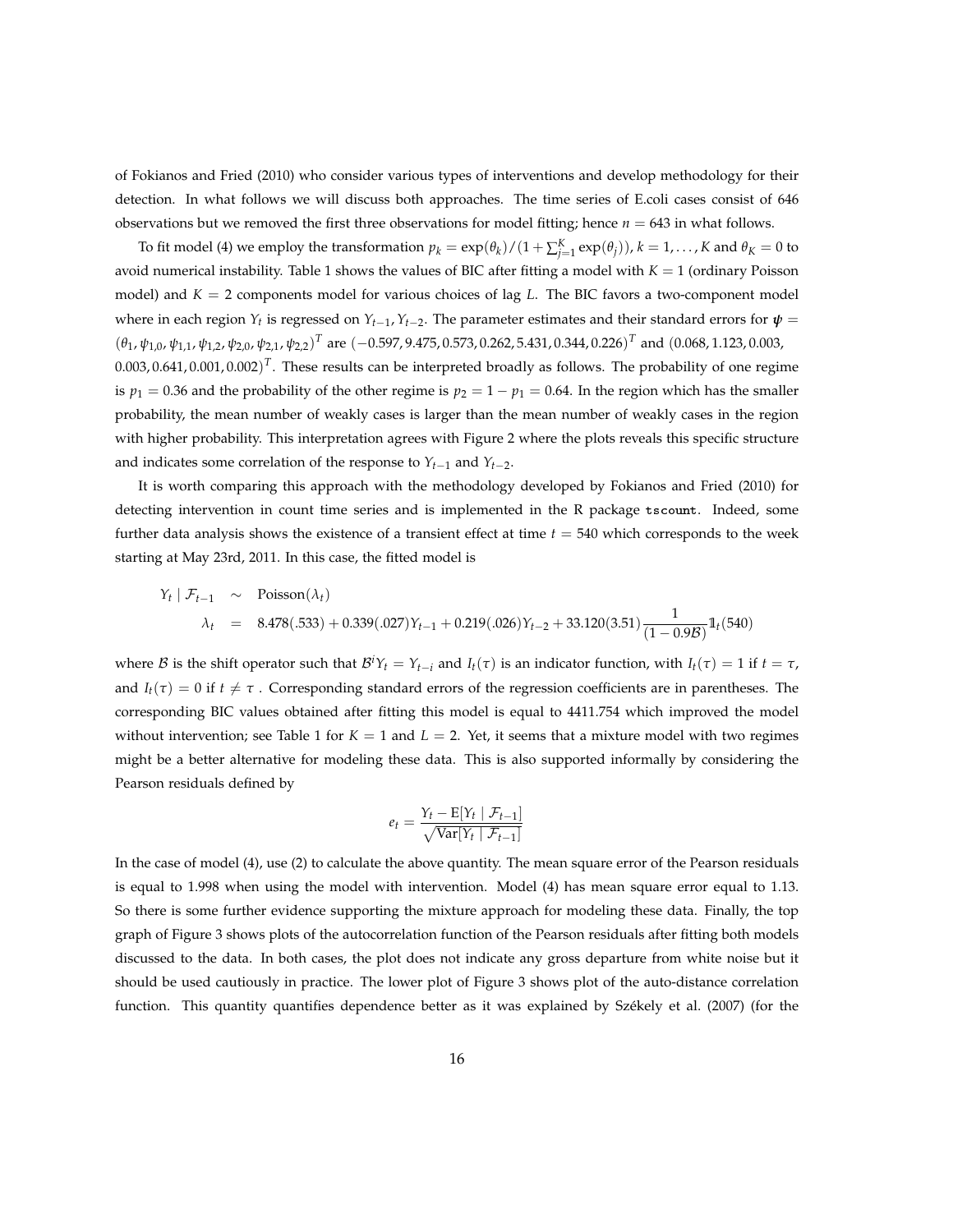of Fokianos and Fried (2010) who consider various types of interventions and develop methodology for their detection. In what follows we will discuss both approaches. The time series of E.coli cases consist of 646 observations but we removed the first three observations for model fitting; hence $n = 643$ in what follows.

To fit model (4) we employ the transformation $p_k = \exp(\theta_k)/(1 + \sum_{j=1}^{K} \exp(\theta_j))$, $k = 1, \ldots, K$ and $\theta_K = 0$ to avoid numerical instability. Table 1 shows the values of BIC after fitting a model with $K = 1$ (ordinary Poisson model) and $K = 2$ components model for various choices of lag $L$. The BIC favors a two-component model where in each region $Y_t$ is regressed on $Y_{t-1}, Y_{t-2}$. The parameter estimates and their standard errors for $\boldsymbol{\psi} = (\theta_1, \psi_{1,0}, \psi_{1,1}, \psi_{1,2}, \psi_{2,0}, \psi_{2,1}, \psi_{2,2})^T$ are $(-0.597, 9.475, 0.573, 0.262, 5.431, 0.344, 0.226)^T$ and $(0.068, 1.123, 0.003, 0.003, 0.641, 0.001, 0.002)^T$. These results can be interpreted broadly as follows. The probability of one regime is $p_1 = 0.36$ and the probability of the other regime is $p_2 = 1 - p_1 = 0.64$. In the region which has the smaller probability, the mean number of weakly cases is larger than the mean number of weakly cases in the region with higher probability. This interpretation agrees with Figure 2 where the plots reveals this specific structure and indicates some correlation of the response to $Y_{t-1}$ and $Y_{t-2}$.

It is worth comparing this approach with the methodology developed by Fokianos and Fried (2010) for detecting intervention in count time series and is implemented in the R package `tscount`. Indeed, some further data analysis shows the existence of a transient effect at time $t = 540$ which corresponds to the week starting at May 23rd, 2011. In this case, the fitted model is

$$
\begin{aligned}
Y_t \mid \mathcal{F}_{t-1} &\sim \text{Poisson}(\lambda_t) \\
\lambda_t &= 8.478(.533) + 0.339(.027)Y_{t-1} + 0.219(.026)Y_{t-2} + 33.120(3.51)\frac{1}{(1 - 0.9\mathcal{B})}\mathbb{1}_t(540)
\end{aligned}
$$

where $\mathcal{B}$ is the shift operator such that $\mathcal{B}^i Y_t = Y_{t-i}$ and $I_t(\tau)$ is an indicator function, with $I_t(\tau) = 1$ if $t = \tau$, and $I_t(\tau) = 0$ if $t \neq \tau$ . Corresponding standard errors of the regression coefficients are in parentheses. The corresponding BIC values obtained after fitting this model is equal to 4411.754 which improved the model without intervention; see Table 1 for $K = 1$ and $L = 2$. Yet, it seems that a mixture model with two regimes might be a better alternative for modeling these data. This is also supported informally by considering the Pearson residuals defined by

$$
e_t = \frac{Y_t - \mathrm{E}[Y_t \mid \mathcal{F}_{t-1}]}{\sqrt{\mathrm{Var}[Y_t \mid \mathcal{F}_{t-1}]}}
$$

In the case of model (4), use (2) to calculate the above quantity. The mean square error of the Pearson residuals is equal to 1.998 when using the model with intervention. Model (4) has mean square error equal to 1.13. So there is some further evidence supporting the mixture approach for modeling these data. Finally, the top graph of Figure 3 shows plots of the autocorrelation function of the Pearson residuals after fitting both models discussed to the data. In both cases, the plot does not indicate any gross departure from white noise but it should be used cautiously in practice. The lower plot of Figure 3 shows plot of the auto-distance correlation function. This quantity quantifies dependence better as it was explained by Székely et al. (2007) (for the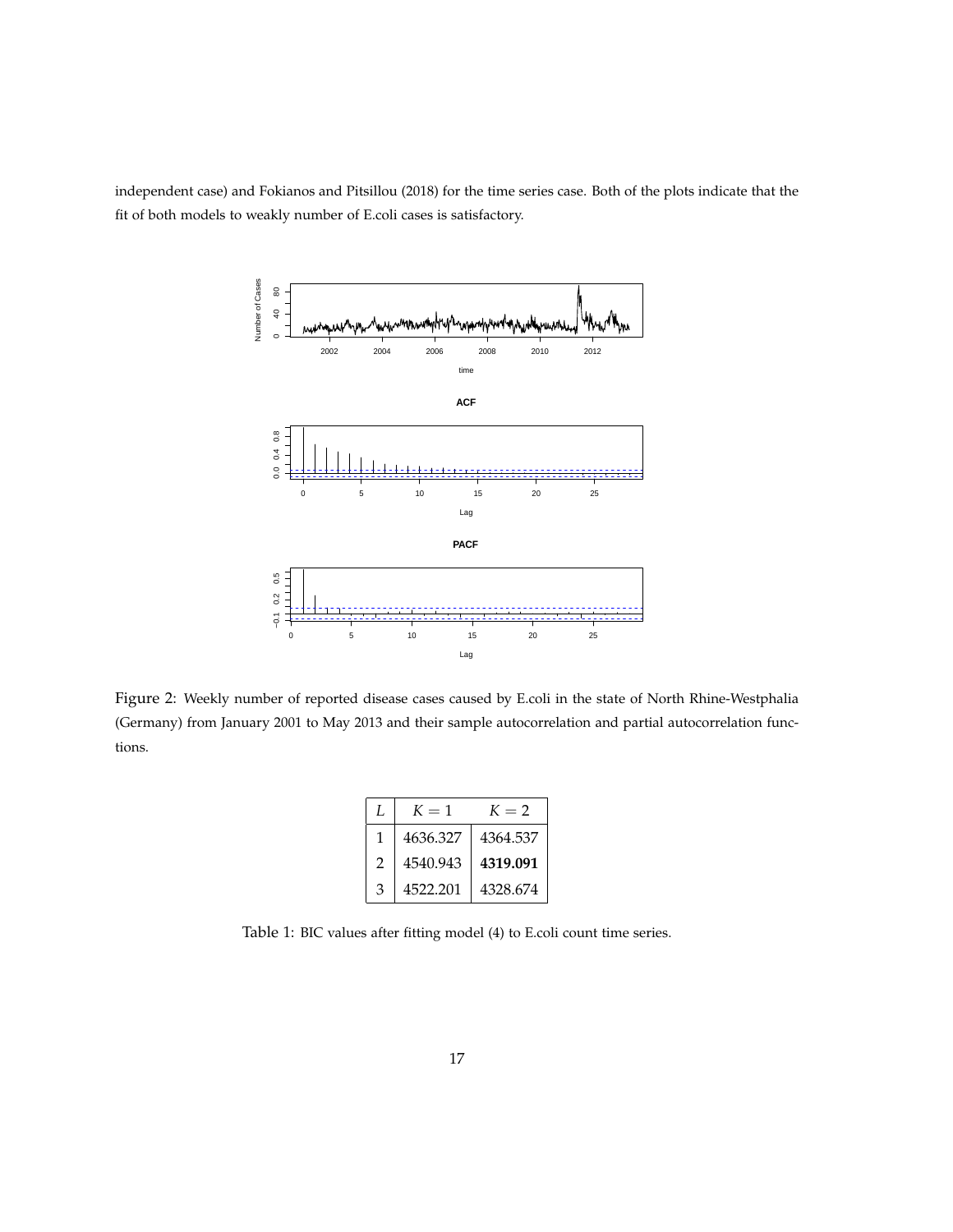independent case) and Fokianos and Pitsillou (2018) for the time series case. Both of the plots indicate that the fit of both models to weakly number of E.coli cases is satisfactory.

Figure 2: Weekly number of reported disease cases caused by E.coli in the state of North Rhine-Westphalia (Germany) from January 2001 to May 2013 and their sample autocorrelation and partial autocorrelation functions.

| $L$ | $K = 1$ | $K = 2$ |
|---|---|---|
| 1 | 4636.327 | 4364.537 |
| 2 | 4540.943 | **4319.091** |
| 3 | 4522.201 | 4328.674 |

Table 1: BIC values after fitting model (4) to E.coli count time series.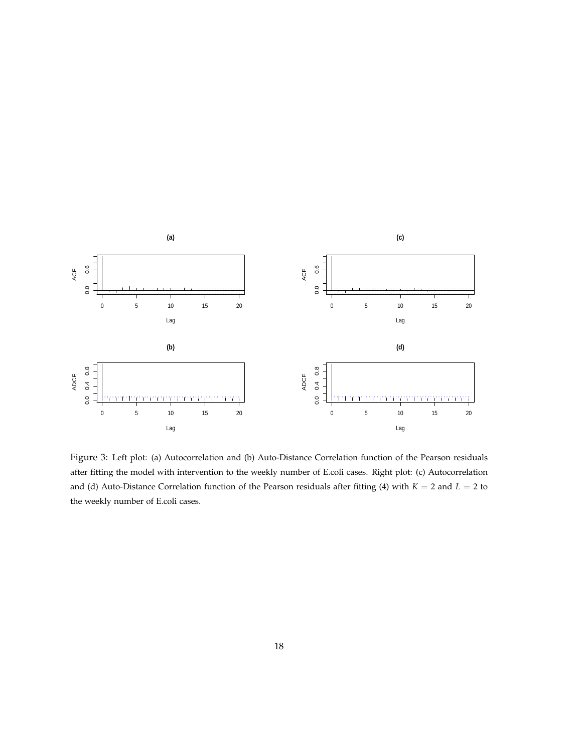Figure 3: Left plot: (a) Autocorrelation and (b) Auto-Distance Correlation function of the Pearson residuals after fitting the model with intervention to the weekly number of E.coli cases. Right plot: (c) Autocorrelation and (d) Auto-Distance Correlation function of the Pearson residuals after fitting (4) with $K = 2$ and $L = 2$ to the weekly number of E.coli cases.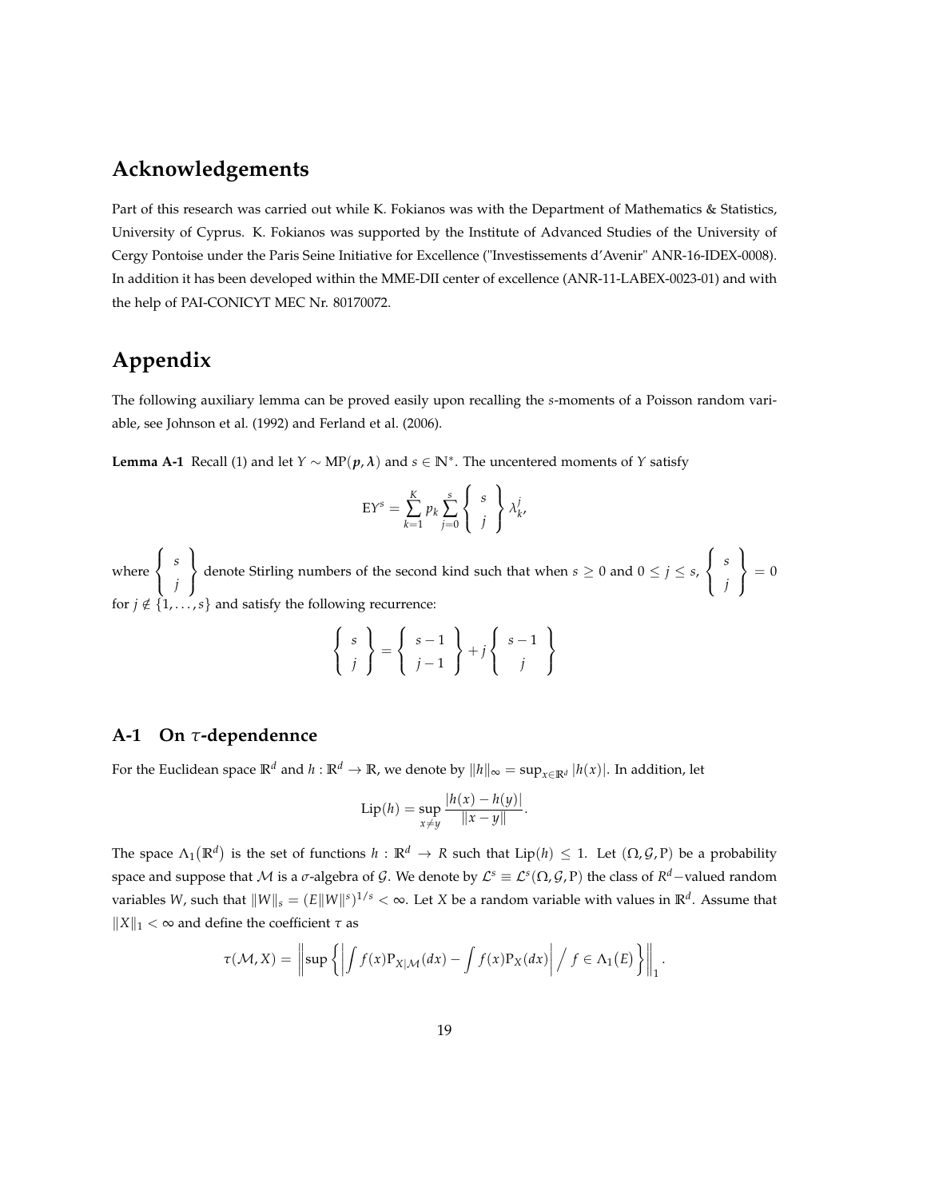## Acknowledgements

Part of this research was carried out while K. Fokianos was with the Department of Mathematics & Statistics, University of Cyprus. K. Fokianos was supported by the Institute of Advanced Studies of the University of Cergy Pontoise under the Paris Seine Initiative for Excellence ("Investissements d'Avenir" ANR-16-IDEX-0008). In addition it has been developed within the MME-DII center of excellence (ANR-11-LABEX-0023-01) and with the help of PAI-CONICYT MEC Nr. 80170072.

## Appendix

The following auxiliary lemma can be proved easily upon recalling the $s$-moments of a Poisson random variable, see Johnson et al. (1992) and Ferland et al. (2006).

**Lemma A-1** Recall (1) and let $Y \sim \mathrm{MP}(\boldsymbol{p}, \boldsymbol{\lambda})$ and $s \in \mathbb{N}^*$. The uncentered moments of $Y$ satisfy

$$\mathrm{E}Y^s = \sum_{k=1}^{K} p_k \sum_{j=0}^{s} \left\{ \begin{array}{c} s \\ j \end{array} \right\} \lambda_k^j,$$

where $\left\{ \begin{array}{c} s \\ j \end{array} \right\}$ denote Stirling numbers of the second kind such that when $s \geq 0$ and $0 \leq j \leq s$, $\left\{ \begin{array}{c} s \\ j \end{array} \right\} = 0$ for $j \notin \{1, \ldots, s\}$ and satisfy the following recurrence:

$$\left\{ \begin{array}{c} s \\ j \end{array} \right\} = \left\{ \begin{array}{c} s-1 \\ j-1 \end{array} \right\} + j \left\{ \begin{array}{c} s-1 \\ j \end{array} \right\}$$

### A-1 On $\tau$-dependennce

For the Euclidean space $\mathbb{R}^d$ and $h : \mathbb{R}^d \to \mathbb{R}$, we denote by $\|h\|_\infty = \sup_{x \in \mathbb{R}^d} |h(x)|$. In addition, let

$$\mathrm{Lip}(h) = \sup_{x \neq y} \frac{|h(x) - h(y)|}{\|x - y\|}.$$

The space $\Lambda_1(\mathbb{R}^d)$ is the set of functions $h : \mathbb{R}^d \to R$ such that $\mathrm{Lip}(h) \leq 1$. Let $(\Omega, \mathcal{G}, \mathrm{P})$ be a probability space and suppose that $\mathcal{M}$ is a $\sigma$-algebra of $\mathcal{G}$. We denote by $\mathcal{L}^s \equiv \mathcal{L}^s(\Omega, \mathcal{G}, \mathrm{P})$ the class of $R^d-$valued random variables $W$, such that $\|W\|_s = (E\|W\|^s)^{1/s} < \infty$. Let $X$ be a random variable with values in $\mathbb{R}^d$. Assume that $\|X\|_1 < \infty$ and define the coefficient $\tau$ as

$$\tau(\mathcal{M}, X) = \left\| \sup \left\{ \left| \int f(x) \mathrm{P}_{X|\mathcal{M}}(dx) - \int f(x) \mathrm{P}_X(dx) \right| \Big/ \ f \in \Lambda_1(E) \right\} \right\|_1.$$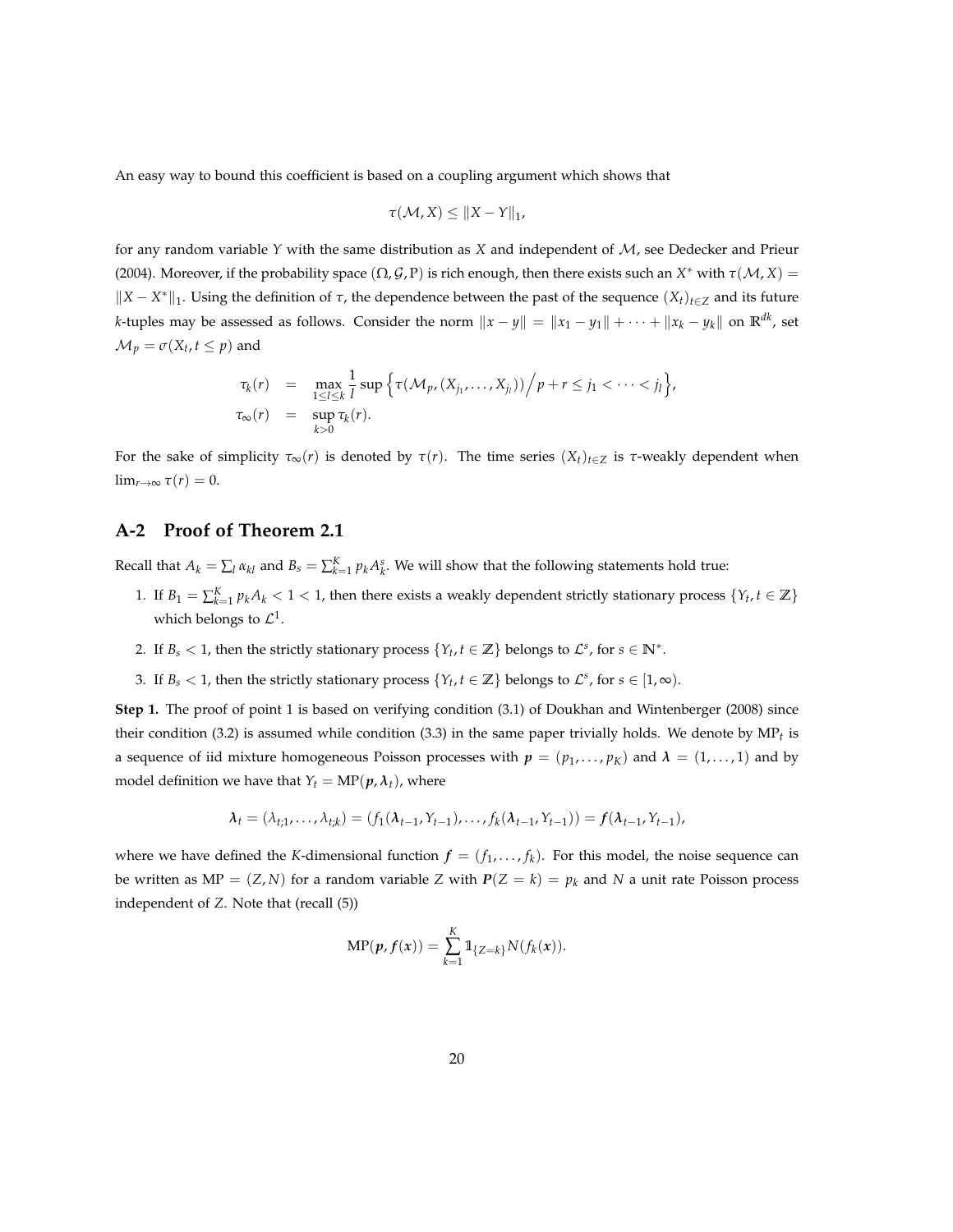An easy way to bound this coefficient is based on a coupling argument which shows that

$$\tau(\mathcal{M}, X) \leq \|X - Y\|_1,$$

for any random variable $Y$ with the same distribution as $X$ and independent of $\mathcal{M}$, see Dedecker and Prieur (2004). Moreover, if the probability space $(\Omega, \mathcal{G}, \mathrm{P})$ is rich enough, then there exists such an $X^*$ with $\tau(\mathcal{M}, X) = \|X - X^*\|_1$. Using the definition of $\tau$, the dependence between the past of the sequence $(X_t)_{t \in Z}$ and its future $k$-tuples may be assessed as follows. Consider the norm $\|x - y\| = \|x_1 - y_1\| + \cdots + \|x_k - y_k\|$ on $\mathbb{R}^{dk}$, set $\mathcal{M}_p = \sigma(X_t, t \leq p)$ and

$$\begin{aligned}
\tau_k(r) &= \max_{1 \leq l \leq k} \frac{1}{l} \sup \left\{ \tau(\mathcal{M}_p, (X_{j_1}, \ldots, X_{j_l})) \Big/ p + r \leq j_1 < \cdots < j_l \right\}, \\
\tau_\infty(r) &= \sup_{k > 0} \tau_k(r).
\end{aligned}$$

For the sake of simplicity $\tau_\infty(r)$ is denoted by $\tau(r)$. The time series $(X_t)_{t \in Z}$ is $\tau$-weakly dependent when $\lim_{r \to \infty} \tau(r) = 0$.

## A-2 Proof of Theorem 2.1

Recall that $A_k = \sum_l \alpha_{kl}$ and $B_s = \sum_{k=1}^K p_k A_k^s$. We will show that the following statements hold true:

1. If $B_1 = \sum_{k=1}^K p_k A_k < 1 < 1$, then there exists a weakly dependent strictly stationary process $\{Y_t, t \in \mathbb{Z}\}$ which belongs to $\mathcal{L}^1$.
2. If $B_s < 1$, then the strictly stationary process $\{Y_t, t \in \mathbb{Z}\}$ belongs to $\mathcal{L}^s$, for $s \in \mathbb{N}^*$.
3. If $B_s < 1$, then the strictly stationary process $\{Y_t, t \in \mathbb{Z}\}$ belongs to $\mathcal{L}^s$, for $s \in [1, \infty)$.

**Step 1.** The proof of point 1 is based on verifying condition (3.1) of Doukhan and Wintenberger (2008) since their condition (3.2) is assumed while condition (3.3) in the same paper trivially holds. We denote by $\mathrm{MP}_t$ is a sequence of iid mixture homogeneous Poisson processes with $\boldsymbol{p} = (p_1, \ldots, p_K)$ and $\boldsymbol{\lambda} = (1, \ldots, 1)$ and by model definition we have that $Y_t = \mathrm{MP}(\boldsymbol{p}, \boldsymbol{\lambda}_t)$, where

$$\boldsymbol{\lambda}_t = (\lambda_{t;1}, \ldots, \lambda_{t;k}) = (f_1(\boldsymbol{\lambda}_{t-1}, Y_{t-1}), \ldots, f_k(\boldsymbol{\lambda}_{t-1}, Y_{t-1})) = \boldsymbol{f}(\boldsymbol{\lambda}_{t-1}, Y_{t-1}),$$

where we have defined the $K$-dimensional function $\boldsymbol{f} = (f_1, \ldots, f_k)$. For this model, the noise sequence can be written as $\mathrm{MP} = (Z, N)$ for a random variable $Z$ with $\boldsymbol{P}(Z = k) = p_k$ and $N$ a unit rate Poisson process independent of $Z$. Note that (recall (5))

$$\mathrm{MP}(\boldsymbol{p}, \boldsymbol{f}(\boldsymbol{x})) = \sum_{k=1}^K \mathbb{1}_{\{Z=k\}} N(f_k(\boldsymbol{x})).$$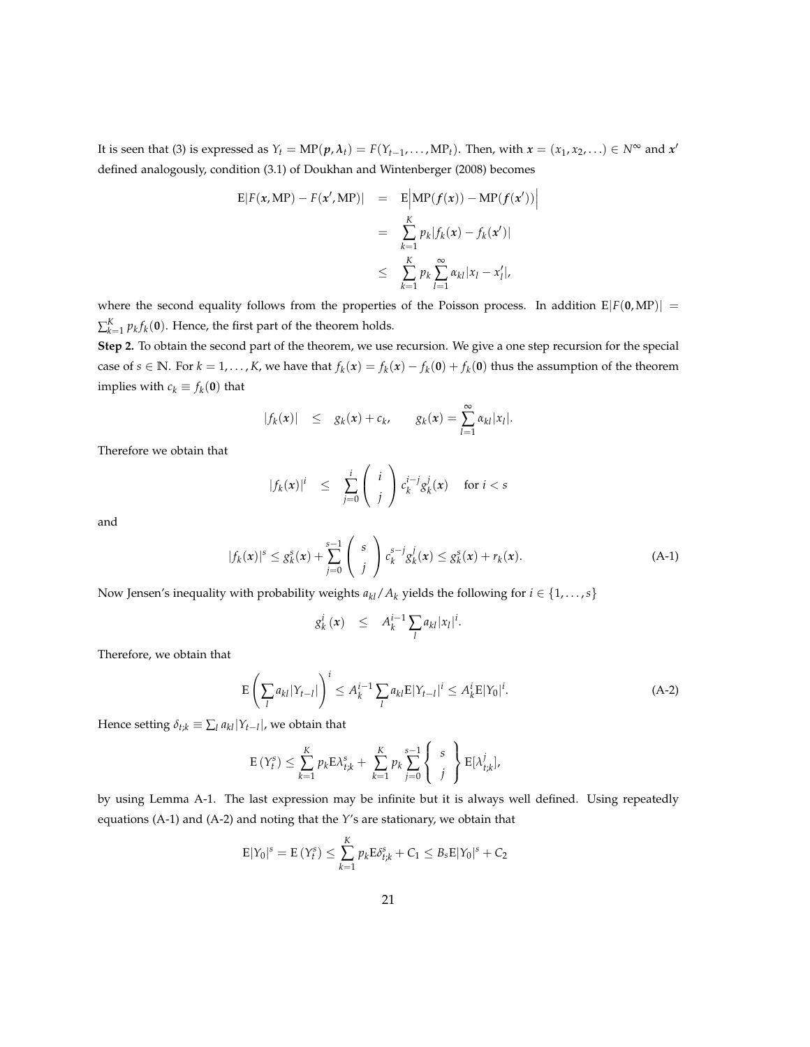It is seen that (3) is expressed as $Y_t = \text{MP}(\boldsymbol{p}, \boldsymbol{\lambda}_t) = F(Y_{t-1}, \ldots, \text{MP}_t)$. Then, with $\boldsymbol{x} = (x_1, x_2, \ldots) \in N^{\infty}$ and $\boldsymbol{x}'$ defined analogously, condition (3.1) of Doukhan and Wintenberger (2008) becomes

$$
\begin{aligned}
\text{E}|F(\boldsymbol{x}, \text{MP}) - F(\boldsymbol{x}', \text{MP})| &= \text{E}\Big|\text{MP}(\boldsymbol{f}(\boldsymbol{x})) - \text{MP}(\boldsymbol{f}(\boldsymbol{x}'))\Big| \\
&= \sum_{k=1}^{K} p_k |f_k(\boldsymbol{x}) - f_k(\boldsymbol{x}')| \\
&\leq \sum_{k=1}^{K} p_k \sum_{l=1}^{\infty} \alpha_{kl} |x_l - x_l'|,
\end{aligned}
$$

where the second equality follows from the properties of the Poisson process. In addition $\text{E}|F(\mathbf{0}, \text{MP})| = \sum_{k=1}^{K} p_k f_k(\mathbf{0})$. Hence, the first part of the theorem holds.

**Step 2.** To obtain the second part of the theorem, we use recursion. We give a one step recursion for the special case of $s \in \mathbb{N}$. For $k = 1, \ldots, K$, we have that $f_k(\boldsymbol{x}) = f_k(\boldsymbol{x}) - f_k(\mathbf{0}) + f_k(\mathbf{0})$ thus the assumption of the theorem implies with $c_k \equiv f_k(\mathbf{0})$ that

$$
|f_k(\boldsymbol{x})| \leq g_k(\boldsymbol{x}) + c_k, \qquad g_k(\boldsymbol{x}) = \sum_{l=1}^{\infty} \alpha_{kl} |x_l|.
$$

Therefore we obtain that

$$
|f_k(\boldsymbol{x})|^i \leq \sum_{j=0}^{i} \binom{i}{j} c_k^{i-j} g_k^j(\boldsymbol{x}) \quad \text{ for } i < s
$$

and

$$
|f_k(\boldsymbol{x})|^s \leq g_k^s(\boldsymbol{x}) + \sum_{j=0}^{s-1} \binom{s}{j} c_k^{s-j} g_k^j(\boldsymbol{x}) \leq g_k^s(\boldsymbol{x}) + r_k(\boldsymbol{x}). \tag{A-1}
$$

Now Jensen's inequality with probability weights $a_{kl}/A_k$ yields the following for $i \in \{1, \ldots, s\}$

$$
g_k^i(\boldsymbol{x}) \leq A_k^{i-1} \sum_l a_{kl} |x_l|^i.
$$

Therefore, we obtain that

$$
\text{E}\left(\sum_l a_{kl} |Y_{t-l}|\right)^i \leq A_k^{i-1} \sum_l a_{kl} \text{E}|Y_{t-l}|^i \leq A_k^i \text{E}|Y_0|^i. \tag{A-2}
$$

Hence setting $\delta_{t;k} \equiv \sum_l a_{kl} |Y_{t-l}|$, we obtain that

$$
\text{E}(Y_t^s) \leq \sum_{k=1}^{K} p_k \text{E}\lambda_{t;k}^s + \sum_{k=1}^{K} p_k \sum_{j=0}^{s-1} \left\{ \begin{matrix} s \\ j \end{matrix} \right\} \text{E}[\lambda_{t;k}^j],
$$

by using Lemma A-1. The last expression may be infinite but it is always well defined. Using repeatedly equations (A-1) and (A-2) and noting that the $Y$'s are stationary, we obtain that

$$
\text{E}|Y_0|^s = \text{E}(Y_t^s) \leq \sum_{k=1}^{K} p_k \text{E}\delta_{t;k}^s + C_1 \leq B_s \text{E}|Y_0|^s + C_2
$$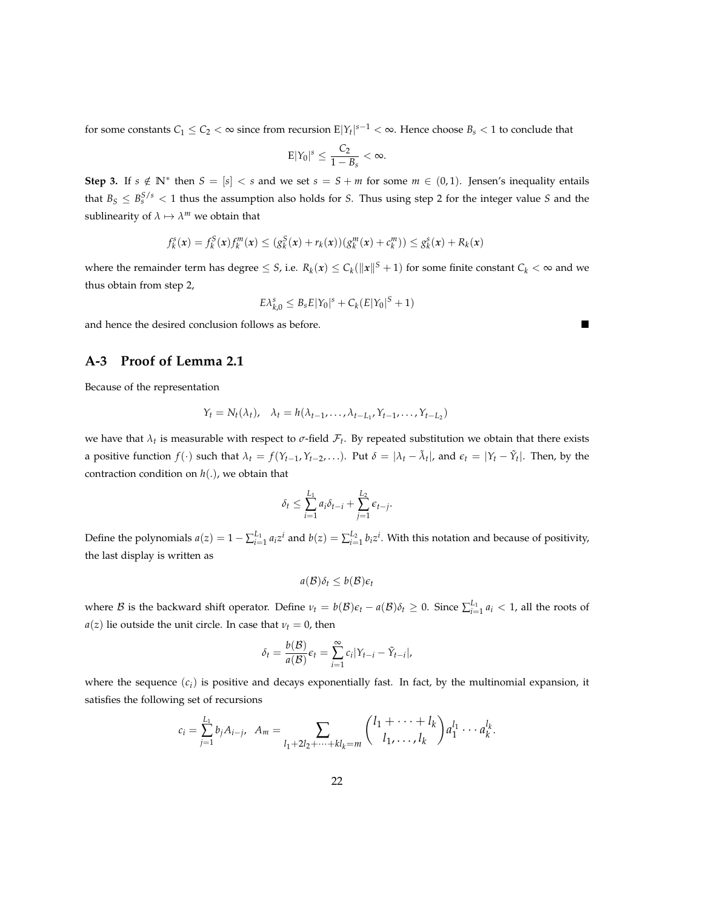for some constants $C_1 \leq C_2 < \infty$ since from recursion $\mathrm{E}|Y_t|^{s-1} < \infty$. Hence choose $B_s < 1$ to conclude that

$$\mathrm{E}|Y_0|^s \leq \frac{C_2}{1 - B_s} < \infty.$$

**Step 3.** If $s \notin \mathbb{N}^*$ then $S = [s] < s$ and we set $s = S + m$ for some $m \in (0, 1)$. Jensen's inequality entails that $B_S \leq B_s^{S/s} < 1$ thus the assumption also holds for $S$. Thus using step 2 for the integer value $S$ and the sublinearity of $\lambda \mapsto \lambda^m$ we obtain that

$$f_k^s(\boldsymbol{x}) = f_k^S(\boldsymbol{x}) f_k^m(\boldsymbol{x}) \leq (g_k^S(\boldsymbol{x}) + r_k(\boldsymbol{x}))(g_k^m(\boldsymbol{x}) + c_k^m)) \leq g_k^s(\boldsymbol{x}) + R_k(\boldsymbol{x})$$

where the remainder term has degree $\leq S$, i.e. $R_k(\boldsymbol{x}) \leq C_k(\|\boldsymbol{x}\|^S + 1)$ for some finite constant $C_k < \infty$ and we thus obtain from step 2,

$$E\lambda_{k,0}^s \leq B_s E|Y_0|^s + C_k(E|Y_0|^S + 1)$$

and hence the desired conclusion follows as before. ∎

## A-3 Proof of Lemma 2.1

Because of the representation

$$Y_t = N_t(\lambda_t), \quad \lambda_t = h(\lambda_{t-1}, \ldots, \lambda_{t-L_1}, Y_{t-1}, \ldots, Y_{t-L_2})$$

we have that $\lambda_t$ is measurable with respect to $\sigma$-field $\mathcal{F}_t$. By repeated substitution we obtain that there exists a positive function $f(\cdot)$ such that $\lambda_t = f(Y_{t-1}, Y_{t-2}, \ldots)$. Put $\delta = |\lambda_t - \tilde{\lambda}_t|$, and $\epsilon_t = |Y_t - \tilde{Y}_t|$. Then, by the contraction condition on $h(.)$, we obtain that

$$\delta_t \leq \sum_{i=1}^{L_1} a_i \delta_{t-i} + \sum_{j=1}^{L_2} \epsilon_{t-j}.$$

Define the polynomials $a(z) = 1 - \sum_{i=1}^{L_1} a_i z^i$ and $b(z) = \sum_{i=1}^{L_2} b_i z^i$. With this notation and because of positivity, the last display is written as

$$a(\mathcal{B})\delta_t \leq b(\mathcal{B})\epsilon_t$$

where $\mathcal{B}$ is the backward shift operator. Define $\nu_t = b(\mathcal{B})\epsilon_t - a(\mathcal{B})\delta_t \geq 0$. Since $\sum_{i=1}^{L_1} a_i < 1$, all the roots of $a(z)$ lie outside the unit circle. In case that $\nu_t = 0$, then

$$\delta_t = \frac{b(\mathcal{B})}{a(\mathcal{B})}\epsilon_t = \sum_{i=1}^{\infty} c_i |Y_{t-i} - \tilde{Y}_{t-i}|,$$

where the sequence $(c_i)$ is positive and decays exponentially fast. In fact, by the multinomial expansion, it satisfies the following set of recursions

$$c_i = \sum_{j=1}^{L_1} b_j A_{i-j}, \quad A_m = \sum_{l_1 + 2l_2 + \cdots + kl_k = m} \binom{l_1 + \cdots + l_k}{l_1, \ldots, l_k} a_1^{l_1} \cdots a_k^{l_k}.$$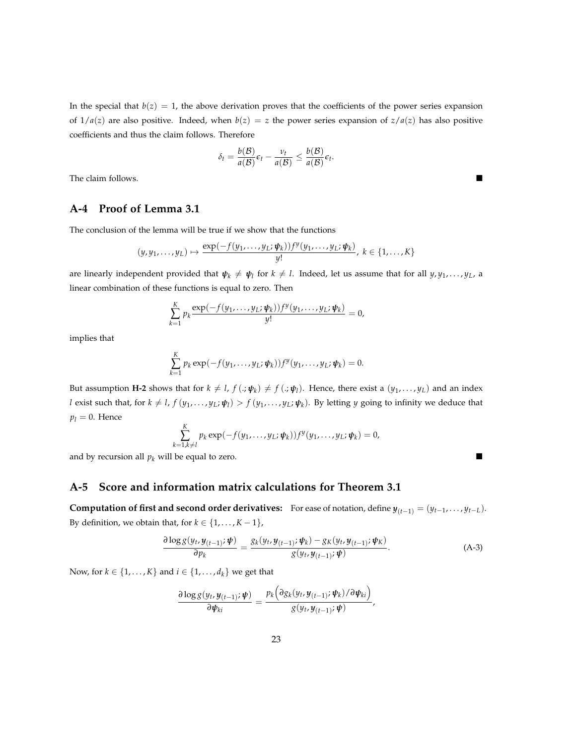In the special that $b(z) = 1$, the above derivation proves that the coefficients of the power series expansion of $1/a(z)$ are also positive. Indeed, when $b(z) = z$ the power series expansion of $z/a(z)$ has also positive coefficients and thus the claim follows. Therefore

$$\delta_t = \frac{b(\mathcal{B})}{a(\mathcal{B})}\epsilon_t - \frac{\nu_t}{a(\mathcal{B})} \leq \frac{b(\mathcal{B})}{a(\mathcal{B})}\epsilon_t.$$

The claim follows. ■

## A-4 Proof of Lemma 3.1

The conclusion of the lemma will be true if we show that the functions

$$(y, y_1, \ldots, y_L) \mapsto \frac{\exp(-f(y_1, \ldots, y_L; \boldsymbol{\psi}_k)) f^y(y_1, \ldots, y_L; \boldsymbol{\psi}_k)}{y!}, \; k \in \{1, \ldots, K\}$$

are linearly independent provided that $\boldsymbol{\psi}_k \neq \boldsymbol{\psi}_l$ for $k \neq l$. Indeed, let us assume that for all $y, y_1, \ldots, y_L$, a linear combination of these functions is equal to zero. Then

$$\sum_{k=1}^{K} p_k \frac{\exp(-f(y_1, \ldots, y_L; \boldsymbol{\psi}_k)) f^y(y_1, \ldots, y_L; \boldsymbol{\psi}_k)}{y!} = 0,$$

implies that

$$\sum_{k=1}^{K} p_k \exp(-f(y_1, \ldots, y_L; \boldsymbol{\psi}_k)) f^y(y_1, \ldots, y_L; \boldsymbol{\psi}_k) = 0.$$

But assumption **H-2** shows that for $k \neq l$, $f(.; \boldsymbol{\psi}_k) \neq f(.; \boldsymbol{\psi}_l)$. Hence, there exist a $(y_1, \ldots, y_L)$ and an index $l$ exist such that, for $k \neq l$, $f(y_1, \ldots, y_L; \boldsymbol{\psi}_l) > f(y_1, \ldots, y_L; \boldsymbol{\psi}_k)$. By letting $y$ going to infinity we deduce that $p_l = 0$. Hence

$$\sum_{k=1, k\neq l}^{K} p_k \exp(-f(y_1, \ldots, y_L; \boldsymbol{\psi}_k)) f^y(y_1, \ldots, y_L; \boldsymbol{\psi}_k) = 0,$$

and by recursion all $p_k$ will be equal to zero. ■

## A-5 Score and information matrix calculations for Theorem 3.1

**Computation of first and second order derivatives:** For ease of notation, define $\boldsymbol{y}_{(t-1)} = (y_{t-1}, \ldots, y_{t-L})$. By definition, we obtain that, for $k \in \{1, \ldots, K-1\}$,

$$\frac{\partial \log g(y_t, \boldsymbol{y}_{(t-1)}; \boldsymbol{\psi})}{\partial p_k} = \frac{g_k(y_t, \boldsymbol{y}_{(t-1)}; \boldsymbol{\psi}_k) - g_K(y_t, \boldsymbol{y}_{(t-1)}; \boldsymbol{\psi}_K)}{g(y_t, \boldsymbol{y}_{(t-1)}; \boldsymbol{\psi})}. \tag{A-3}$$

Now, for $k \in \{1, \ldots, K\}$ and $i \in \{1, \ldots, d_k\}$ we get that

$$\frac{\partial \log g(y_t, \boldsymbol{y}_{(t-1)}; \boldsymbol{\psi})}{\partial \boldsymbol{\psi}_{ki}} = \frac{p_k \Big(\partial g_k(y_t, \boldsymbol{y}_{(t-1)}; \boldsymbol{\psi}_k)/\partial \boldsymbol{\psi}_{ki}\Big)}{g(y_t, \boldsymbol{y}_{(t-1)}; \boldsymbol{\psi})},$$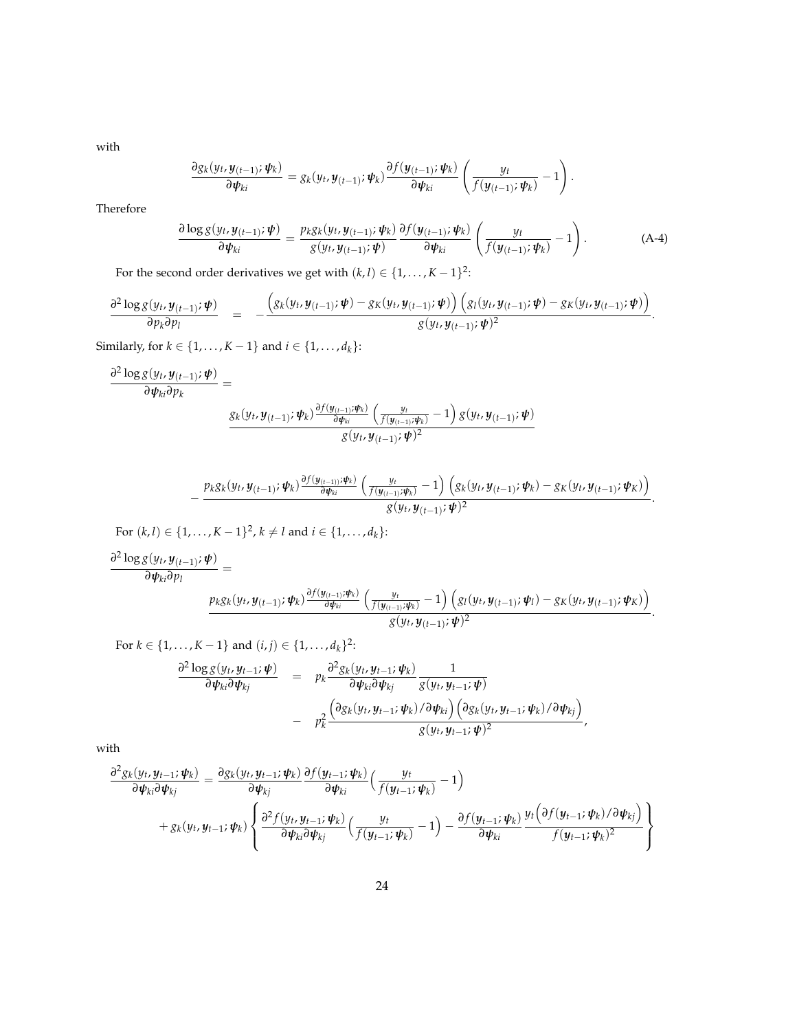with

$$\frac{\partial g_k(y_t, \boldsymbol{y}_{(t-1)}; \boldsymbol{\psi}_k)}{\partial \boldsymbol{\psi}_{ki}} = g_k(y_t, \boldsymbol{y}_{(t-1)}; \boldsymbol{\psi}_k) \frac{\partial f(\boldsymbol{y}_{(t-1)}; \boldsymbol{\psi}_k)}{\partial \boldsymbol{\psi}_{ki}} \left( \frac{y_t}{f(\boldsymbol{y}_{(t-1)}; \boldsymbol{\psi}_k)} - 1 \right).$$

Therefore

$$\frac{\partial \log g(y_t, \boldsymbol{y}_{(t-1)}; \boldsymbol{\psi})}{\partial \boldsymbol{\psi}_{ki}} = \frac{p_k g_k(y_t, \boldsymbol{y}_{(t-1)}; \boldsymbol{\psi}_k)}{g(y_t, \boldsymbol{y}_{(t-1)}; \boldsymbol{\psi})} \frac{\partial f(\boldsymbol{y}_{(t-1)}; \boldsymbol{\psi}_k)}{\partial \boldsymbol{\psi}_{ki}} \left( \frac{y_t}{f(\boldsymbol{y}_{(t-1)}; \boldsymbol{\psi}_k)} - 1 \right). \tag{A-4}$$

For the second order derivatives we get with $(k, l) \in \{1, \ldots, K-1\}^2$:

$$\frac{\partial^2 \log g(y_t, \boldsymbol{y}_{(t-1)}; \boldsymbol{\psi})}{\partial p_k \partial p_l} = -\frac{\Big(g_k(y_t, \boldsymbol{y}_{(t-1)}; \boldsymbol{\psi}) - g_K(y_t, \boldsymbol{y}_{(t-1)}; \boldsymbol{\psi})\Big)\Big(g_l(y_t, \boldsymbol{y}_{(t-1)}; \boldsymbol{\psi}) - g_K(y_t, \boldsymbol{y}_{(t-1)}; \boldsymbol{\psi})\Big)}{g(y_t, \boldsymbol{y}_{(t-1)}; \boldsymbol{\psi})^2}.$$

Similarly, for $k \in \{1, \ldots, K-1\}$ and $i \in \{1, \ldots, d_k\}$:

$$\frac{\partial^2 \log g(y_t, \boldsymbol{y}_{(t-1)}; \boldsymbol{\psi})}{\partial \boldsymbol{\psi}_{ki} \partial p_k} = \frac{g_k(y_t, \boldsymbol{y}_{(t-1)}; \boldsymbol{\psi}_k) \frac{\partial f(\boldsymbol{y}_{(t-1)}; \boldsymbol{\psi}_k)}{\partial \boldsymbol{\psi}_{ki}} \left( \frac{y_t}{f(\boldsymbol{y}_{(t-1)}; \boldsymbol{\psi}_k)} - 1 \right) g(y_t, \boldsymbol{y}_{(t-1)}; \boldsymbol{\psi})}{g(y_t, \boldsymbol{y}_{(t-1)}; \boldsymbol{\psi})^2}$$

$$- \frac{p_k g_k(y_t, \boldsymbol{y}_{(t-1)}; \boldsymbol{\psi}_k) \frac{\partial f(\boldsymbol{y}_{(t-1)}; \boldsymbol{\psi}_k)}{\partial \boldsymbol{\psi}_{ki}} \left( \frac{y_t}{f(\boldsymbol{y}_{(t-1)}; \boldsymbol{\psi}_k)} - 1 \right) \Big( g_k(y_t, \boldsymbol{y}_{(t-1)}; \boldsymbol{\psi}_k) - g_K(y_t, \boldsymbol{y}_{(t-1)}; \boldsymbol{\psi}_K) \Big)}{g(y_t, \boldsymbol{y}_{(t-1)}; \boldsymbol{\psi})^2}.$$

For $(k, l) \in \{1, \ldots, K-1\}^2$, $k \neq l$ and $i \in \{1, \ldots, d_k\}$:

$$\frac{\partial^2 \log g(y_t, \boldsymbol{y}_{(t-1)}; \boldsymbol{\psi})}{\partial \boldsymbol{\psi}_{ki} \partial p_l} = \frac{p_k g_k(y_t, \boldsymbol{y}_{(t-1)}; \boldsymbol{\psi}_k) \frac{\partial f(\boldsymbol{y}_{(t-1)}; \boldsymbol{\psi}_k)}{\partial \boldsymbol{\psi}_{ki}} \left( \frac{y_t}{f(\boldsymbol{y}_{(t-1)}; \boldsymbol{\psi}_k)} - 1 \right) \Big( g_l(y_t, \boldsymbol{y}_{(t-1)}; \boldsymbol{\psi}_l) - g_K(y_t, \boldsymbol{y}_{(t-1)}; \boldsymbol{\psi}_K) \Big)}{g(y_t, \boldsymbol{y}_{(t-1)}; \boldsymbol{\psi})^2}.$$

For $k \in \{1, \ldots, K-1\}$ and $(i, j) \in \{1, \ldots, d_k\}^2$:

$$\begin{aligned}
\frac{\partial^2 \log g(y_t, \boldsymbol{y}_{t-1}; \boldsymbol{\psi})}{\partial \boldsymbol{\psi}_{ki} \partial \boldsymbol{\psi}_{kj}} &= p_k \frac{\partial^2 g_k(y_t, \boldsymbol{y}_{t-1}; \boldsymbol{\psi}_k)}{\partial \boldsymbol{\psi}_{ki} \partial \boldsymbol{\psi}_{kj}} \frac{1}{g(y_t, \boldsymbol{y}_{t-1}; \boldsymbol{\psi})} \\
&\quad - p_k^2 \frac{\Big(\partial g_k(y_t, \boldsymbol{y}_{t-1}; \boldsymbol{\psi}_k) / \partial \boldsymbol{\psi}_{ki}\Big)\Big(\partial g_k(y_t, \boldsymbol{y}_{t-1}; \boldsymbol{\psi}_k) / \partial \boldsymbol{\psi}_{kj}\Big)}{g(y_t, \boldsymbol{y}_{t-1}; \boldsymbol{\psi})^2},
\end{aligned}$$

with

$$\begin{aligned}
\frac{\partial^2 g_k(y_t, \boldsymbol{y}_{t-1}; \boldsymbol{\psi}_k)}{\partial \boldsymbol{\psi}_{ki} \partial \boldsymbol{\psi}_{kj}} &= \frac{\partial g_k(y_t, \boldsymbol{y}_{t-1}; \boldsymbol{\psi}_k)}{\partial \boldsymbol{\psi}_{kj}} \frac{\partial f(\boldsymbol{y}_{t-1}; \boldsymbol{\psi}_k)}{\partial \boldsymbol{\psi}_{ki}} \Big( \frac{y_t}{f(\boldsymbol{y}_{t-1}; \boldsymbol{\psi}_k)} - 1 \Big) \\
&\quad + g_k(y_t, \boldsymbol{y}_{t-1}; \boldsymbol{\psi}_k) \left\{ \frac{\partial^2 f(y_t, \boldsymbol{y}_{t-1}; \boldsymbol{\psi}_k)}{\partial \boldsymbol{\psi}_{ki} \partial \boldsymbol{\psi}_{kj}} \Big( \frac{y_t}{f(\boldsymbol{y}_{t-1}; \boldsymbol{\psi}_k)} - 1 \Big) - \frac{\partial f(\boldsymbol{y}_{t-1}; \boldsymbol{\psi}_k)}{\partial \boldsymbol{\psi}_{ki}} \frac{y_t \Big( \partial f(\boldsymbol{y}_{t-1}; \boldsymbol{\psi}_k) / \partial \boldsymbol{\psi}_{kj} \Big)}{f(\boldsymbol{y}_{t-1}; \boldsymbol{\psi}_k)^2} \right\}
\end{aligned}$$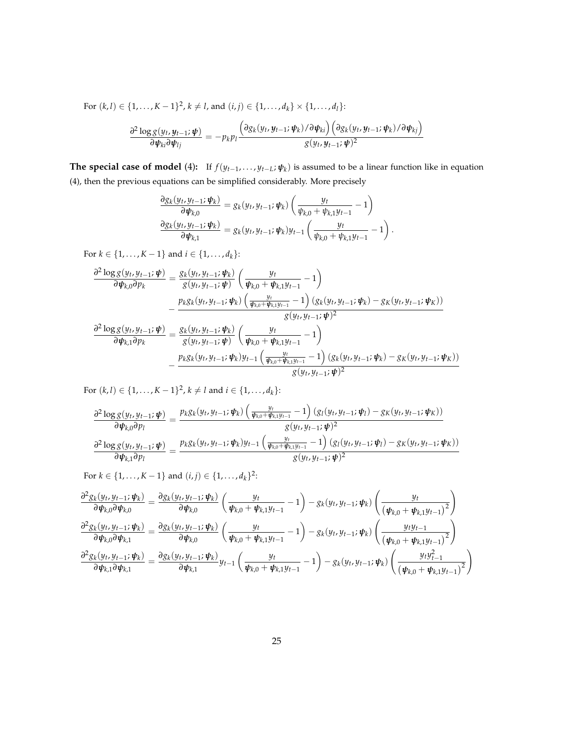For $(k,l) \in \{1,\ldots,K-1\}^2$, $k \neq l$, and $(i,j) \in \{1,\ldots,d_k\} \times \{1,\ldots,d_l\}$:

$$\frac{\partial^2 \log g(y_t, \boldsymbol{y}_{t-1}; \boldsymbol{\psi})}{\partial \boldsymbol{\psi}_{ki} \partial \boldsymbol{\psi}_{lj}} = -p_k p_l \frac{\left(\partial g_k(y_t, \boldsymbol{y}_{t-1}; \boldsymbol{\psi}_k)/\partial \boldsymbol{\psi}_{ki}\right)\left(\partial g_k(y_t, \boldsymbol{y}_{t-1}; \boldsymbol{\psi}_k)/\partial \boldsymbol{\psi}_{kj}\right)}{g(y_t, \boldsymbol{y}_{t-1}; \boldsymbol{\psi})^2}$$

**The special case of model (4):** If $f(y_{t-1},\ldots,y_{t-L}; \boldsymbol{\psi}_k)$ is assumed to be a linear function like in equation (4), then the previous equations can be simplified considerably. More precisely

$$\frac{\partial g_k(y_t, y_{t-1}; \boldsymbol{\psi}_k)}{\partial \boldsymbol{\psi}_{k,0}} = g_k(y_t, y_{t-1}; \boldsymbol{\psi}_k) \left( \frac{y_t}{\psi_{k,0} + \psi_{k,1} y_{t-1}} - 1 \right)$$
$$\frac{\partial g_k(y_t, y_{t-1}; \boldsymbol{\psi}_k)}{\partial \boldsymbol{\psi}_{k,1}} = g_k(y_t, y_{t-1}; \boldsymbol{\psi}_k) y_{t-1} \left( \frac{y_t}{\psi_{k,0} + \psi_{k,1} y_{t-1}} - 1 \right).$$

For $k \in \{1,\ldots,K-1\}$ and $i \in \{1,\ldots,d_k\}$:

$$\begin{aligned}
\frac{\partial^2 \log g(y_t, y_{t-1}; \boldsymbol{\psi})}{\partial \boldsymbol{\psi}_{k,0} \partial p_k} &= \frac{g_k(y_t, y_{t-1}; \boldsymbol{\psi}_k)}{g(y_t, y_{t-1}; \boldsymbol{\psi})} \left( \frac{y_t}{\boldsymbol{\psi}_{k,0} + \boldsymbol{\psi}_{k,1} y_{t-1}} - 1 \right) \\
&\quad - \frac{p_k g_k(y_t, y_{t-1}; \boldsymbol{\psi}_k) \left( \frac{y_t}{\boldsymbol{\psi}_{k,0} + \boldsymbol{\psi}_{k,1} y_{t-1}} - 1 \right) \left( g_k(y_t, y_{t-1}; \boldsymbol{\psi}_k) - g_K(y_t, y_{t-1}; \boldsymbol{\psi}_K) \right)}{g(y_t, y_{t-1}; \boldsymbol{\psi})^2} \\
\frac{\partial^2 \log g(y_t, y_{t-1}; \boldsymbol{\psi})}{\partial \boldsymbol{\psi}_{k,1} \partial p_k} &= \frac{g_k(y_t, y_{t-1}; \boldsymbol{\psi}_k)}{g(y_t, y_{t-1}; \boldsymbol{\psi})} \left( \frac{y_t}{\boldsymbol{\psi}_{k,0} + \boldsymbol{\psi}_{k,1} y_{t-1}} - 1 \right) \\
&\quad - \frac{p_k g_k(y_t, y_{t-1}; \boldsymbol{\psi}_k) y_{t-1} \left( \frac{y_t}{\boldsymbol{\psi}_{k,0} + \boldsymbol{\psi}_{k,1} y_{t-1}} - 1 \right) \left( g_k(y_t, y_{t-1}; \boldsymbol{\psi}_k) - g_K(y_t, y_{t-1}; \boldsymbol{\psi}_K) \right)}{g(y_t, y_{t-1}; \boldsymbol{\psi})^2}
\end{aligned}$$

For $(k,l) \in \{1,\ldots,K-1\}^2$, $k \neq l$ and $i \in \{1,\ldots,d_k\}$:

$$\begin{aligned}
\frac{\partial^2 \log g(y_t, y_{t-1}; \boldsymbol{\psi})}{\partial \boldsymbol{\psi}_{k,0} \partial p_l} &= \frac{p_k g_k(y_t, y_{t-1}; \boldsymbol{\psi}_k) \left( \frac{y_t}{\boldsymbol{\psi}_{k,0} + \boldsymbol{\psi}_{k,1} y_{t-1}} - 1 \right) \left( g_l(y_t, y_{t-1}; \boldsymbol{\psi}_l) - g_K(y_t, y_{t-1}; \boldsymbol{\psi}_K) \right)}{g(y_t, y_{t-1}; \boldsymbol{\psi})^2} \\
\frac{\partial^2 \log g(y_t, y_{t-1}; \boldsymbol{\psi})}{\partial \boldsymbol{\psi}_{k,1} \partial p_l} &= \frac{p_k g_k(y_t, y_{t-1}; \boldsymbol{\psi}_k) y_{t-1} \left( \frac{y_t}{\boldsymbol{\psi}_{k,0} + \boldsymbol{\psi}_{k,1} y_{t-1}} - 1 \right) \left( g_l(y_t, y_{t-1}; \boldsymbol{\psi}_l) - g_K(y_t, y_{t-1}; \boldsymbol{\psi}_K) \right)}{g(y_t, y_{t-1}; \boldsymbol{\psi})^2}
\end{aligned}$$

For $k \in \{1,\ldots,K-1\}$ and $(i,j) \in \{1,\ldots,d_k\}^2$:

$$\begin{aligned}
\frac{\partial^2 g_k(y_t, y_{t-1}; \boldsymbol{\psi}_k)}{\partial \boldsymbol{\psi}_{k,0} \partial \boldsymbol{\psi}_{k,0}} &= \frac{\partial g_k(y_t, y_{t-1}; \boldsymbol{\psi}_k)}{\partial \boldsymbol{\psi}_{k,0}} \left( \frac{y_t}{\boldsymbol{\psi}_{k,0} + \boldsymbol{\psi}_{k,1} y_{t-1}} - 1 \right) - g_k(y_t, y_{t-1}; \boldsymbol{\psi}_k) \left( \frac{y_t}{\left( \boldsymbol{\psi}_{k,0} + \boldsymbol{\psi}_{k,1} y_{t-1} \right)^2} \right) \\
\frac{\partial^2 g_k(y_t, y_{t-1}; \boldsymbol{\psi}_k)}{\partial \boldsymbol{\psi}_{k,0} \partial \boldsymbol{\psi}_{k,1}} &= \frac{\partial g_k(y_t, y_{t-1}; \boldsymbol{\psi}_k)}{\partial \boldsymbol{\psi}_{k,0}} \left( \frac{y_t}{\boldsymbol{\psi}_{k,0} + \boldsymbol{\psi}_{k,1} y_{t-1}} - 1 \right) - g_k(y_t, y_{t-1}; \boldsymbol{\psi}_k) \left( \frac{y_t y_{t-1}}{\left( \boldsymbol{\psi}_{k,0} + \boldsymbol{\psi}_{k,1} y_{t-1} \right)^2} \right) \\
\frac{\partial^2 g_k(y_t, y_{t-1}; \boldsymbol{\psi}_k)}{\partial \boldsymbol{\psi}_{k,1} \partial \boldsymbol{\psi}_{k,1}} &= \frac{\partial g_k(y_t, y_{t-1}; \boldsymbol{\psi}_k)}{\partial \boldsymbol{\psi}_{k,1}} y_{t-1} \left( \frac{y_t}{\boldsymbol{\psi}_{k,0} + \boldsymbol{\psi}_{k,1} y_{t-1}} - 1 \right) - g_k(y_t, y_{t-1}; \boldsymbol{\psi}_k) \left( \frac{y_t y_{t-1}^2}{\left( \boldsymbol{\psi}_{k,0} + \boldsymbol{\psi}_{k,1} y_{t-1} \right)^2} \right)
\end{aligned}$$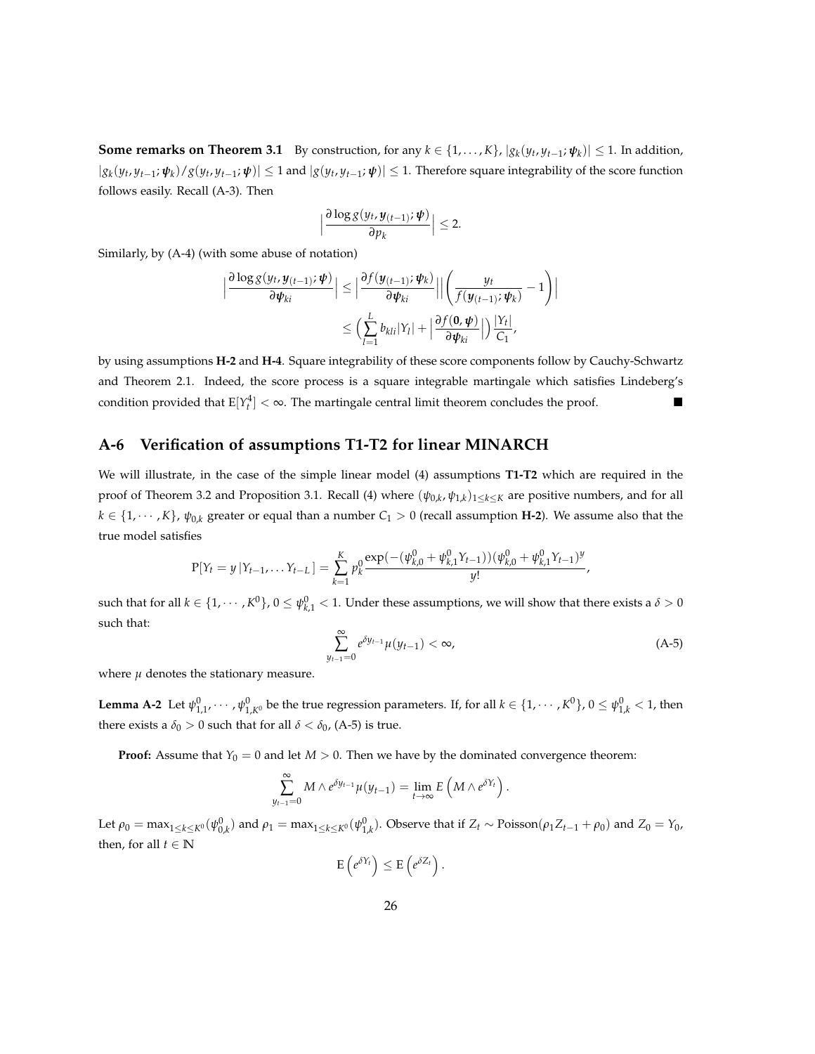**Some remarks on Theorem 3.1** By construction, for any $k \in \{1, \ldots, K\}$, $|g_k(y_t, y_{t-1}; \boldsymbol{\psi}_k)| \leq 1$. In addition, $|g_k(y_t, y_{t-1}; \boldsymbol{\psi}_k)/g(y_t, y_{t-1}; \boldsymbol{\psi})| \leq 1$ and $|g(y_t, y_{t-1}; \boldsymbol{\psi})| \leq 1$. Therefore square integrability of the score function follows easily. Recall (A-3). Then

$$\Big|\frac{\partial \log g(y_t, \boldsymbol{y}_{(t-1)}; \boldsymbol{\psi})}{\partial p_k}\Big| \leq 2.$$

Similarly, by (A-4) (with some abuse of notation)

$$\begin{aligned}
\Big|\frac{\partial \log g(y_t, \boldsymbol{y}_{(t-1)}; \boldsymbol{\psi})}{\partial \boldsymbol{\psi}_{ki}}\Big| &\leq \Big|\frac{\partial f(\boldsymbol{y}_{(t-1)}; \boldsymbol{\psi}_k)}{\partial \boldsymbol{\psi}_{ki}}\Big|\Big|\left(\frac{y_t}{f(\boldsymbol{y}_{(t-1)}; \boldsymbol{\psi}_k)} - 1\right)\Big| \\
&\leq \Big(\sum_{l=1}^{L} b_{kli}|Y_l| + \Big|\frac{\partial f(\mathbf{0}, \boldsymbol{\psi})}{\partial \boldsymbol{\psi}_{ki}}\Big|\Big)\frac{|Y_t|}{C_1},
\end{aligned}$$

by using assumptions **H-2** and **H-4**. Square integrability of these score components follow by Cauchy-Schwartz and Theorem 2.1. Indeed, the score process is a square integrable martingale which satisfies Lindeberg's condition provided that $\mathrm{E}[Y_t^4] < \infty$. The martingale central limit theorem concludes the proof. ■

## A-6 Verification of assumptions T1-T2 for linear MINARCH

We will illustrate, in the case of the simple linear model (4) assumptions **T1-T2** which are required in the proof of Theorem 3.2 and Proposition 3.1. Recall (4) where $(\psi_{0,k}, \psi_{1,k})_{1 \leq k \leq K}$ are positive numbers, and for all $k \in \{1, \cdots, K\}$, $\psi_{0,k}$ greater or equal than a number $C_1 > 0$ (recall assumption **H-2**). We assume also that the true model satisfies

$$\mathrm{P}[Y_t = y \,|Y_{t-1}, \ldots Y_{t-L}\,] = \sum_{k=1}^{K} p_k^0 \frac{\exp(-(\psi_{k,0}^0 + \psi_{k,1}^0 Y_{t-1}))(\psi_{k,0}^0 + \psi_{k,1}^0 Y_{t-1})^y}{y!},$$

such that for all $k \in \{1, \cdots, K^0\}$, $0 \leq \psi_{k,1}^0 < 1$. Under these assumptions, we will show that there exists a $\delta > 0$ such that:

$$\sum_{y_{t-1}=0}^{\infty} e^{\delta y_{t-1}} \mu(y_{t-1}) < \infty, \tag{A-5}$$

where $\mu$ denotes the stationary measure.

**Lemma A-2** Let $\psi_{1,1}^0, \cdots, \psi_{1,K^0}^0$ be the true regression parameters. If, for all $k \in \{1, \cdots, K^0\}$, $0 \leq \psi_{1,k}^0 < 1$, then there exists a $\delta_0 > 0$ such that for all $\delta < \delta_0$, (A-5) is true.

**Proof:** Assume that $Y_0 = 0$ and let $M > 0$. Then we have by the dominated convergence theorem:

$$\sum_{y_{t-1}=0}^{\infty} M \wedge e^{\delta y_{t-1}} \mu(y_{t-1}) = \lim_{t \to \infty} E\left(M \wedge e^{\delta Y_t}\right).$$

Let $\rho_0 = \max_{1 \leq k \leq K^0}(\psi_{0,k}^0)$ and $\rho_1 = \max_{1 \leq k \leq K^0}(\psi_{1,k}^0)$. Observe that if $Z_t \sim \text{Poisson}(\rho_1 Z_{t-1} + \rho_0)$ and $Z_0 = Y_0$, then, for all $t \in \mathbb{N}$

$$\mathrm{E}\left(e^{\delta Y_t}\right) \leq \mathrm{E}\left(e^{\delta Z_t}\right).$$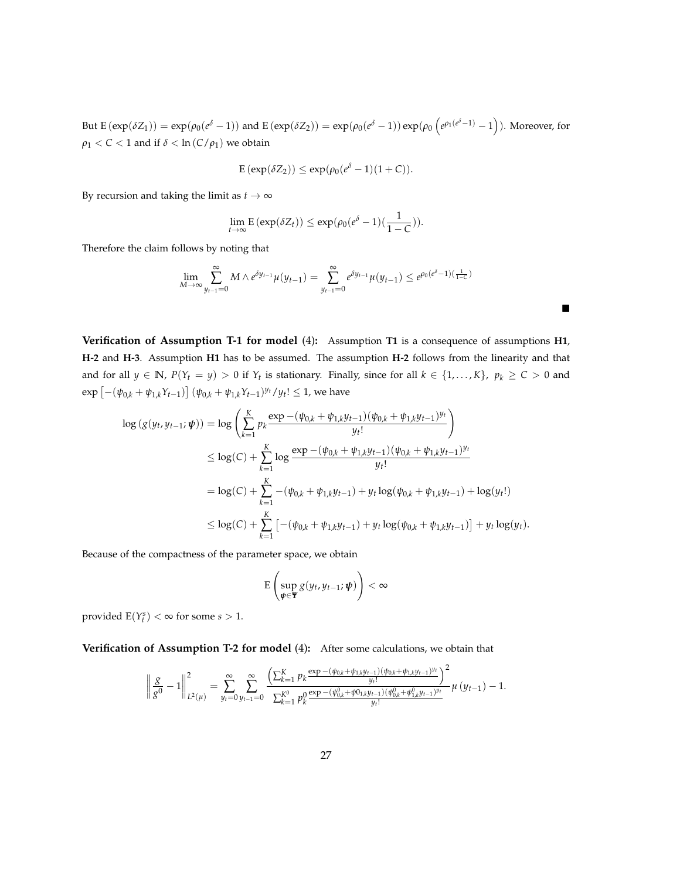But $\mathrm{E}\left(\exp(\delta Z_1)\right) = \exp(\rho_0(e^{\delta}-1))$ and $\mathrm{E}\left(\exp(\delta Z_2)\right) = \exp(\rho_0(e^{\delta}-1))\exp(\rho_0\left(e^{\rho_1(e^{\delta}-1)}-1\right))$. Moreover, for $\rho_1 < C < 1$ and if $\delta < \ln(C/\rho_1)$ we obtain

$$\mathrm{E}\left(\exp(\delta Z_2)\right) \leq \exp(\rho_0(e^{\delta}-1)(1+C)).$$

By recursion and taking the limit as $t \to \infty$

$$\lim_{t\to\infty} \mathrm{E}\left(\exp(\delta Z_t)\right) \leq \exp(\rho_0(e^{\delta}-1)(\frac{1}{1-C})).$$

Therefore the claim follows by noting that

$$\lim_{M\to\infty} \sum_{y_{t-1}=0}^{\infty} M \wedge e^{\delta y_{t-1}} \mu(y_{t-1}) = \sum_{y_{t-1}=0}^{\infty} e^{\delta y_{t-1}} \mu(y_{t-1}) \leq e^{\rho_0(e^{\delta}-1)(\frac{1}{1-C})}$$

■

**Verification of Assumption T-1 for model** (4)**:** Assumption **T1** is a consequence of assumptions **H1**, **H-2** and **H-3**. Assumption **H1** has to be assumed. The assumption **H-2** follows from the linearity and that and for all $y \in \mathbb{N}$, $P(Y_t = y) > 0$ if $Y_t$ is stationary. Finally, since for all $k \in \{1, \ldots, K\}$, $p_k \geq C > 0$ and $\exp\left[-(\psi_{0,k} + \psi_{1,k} Y_{t-1})\right] (\psi_{0,k} + \psi_{1,k} Y_{t-1})^{y_t}/y_t! \leq 1$, we have

$$\begin{aligned}
\log\left(g(y_t, y_{t-1}; \boldsymbol{\psi})\right) &= \log\left(\sum_{k=1}^{K} p_k \frac{\exp -(\psi_{0,k} + \psi_{1,k} y_{t-1})(\psi_{0,k} + \psi_{1,k} y_{t-1})^{y_t}}{y_t!}\right) \\
&\leq \log(C) + \sum_{k=1}^{K} \log \frac{\exp -(\psi_{0,k} + \psi_{1,k} y_{t-1})(\psi_{0,k} + \psi_{1,k} y_{t-1})^{y_t}}{y_t!} \\
&= \log(C) + \sum_{k=1}^{K} -(\psi_{0,k} + \psi_{1,k} y_{t-1}) + y_t \log(\psi_{0,k} + \psi_{1,k} y_{t-1}) + \log(y_t!) \\
&\leq \log(C) + \sum_{k=1}^{K} \left[-(\psi_{0,k} + \psi_{1,k} y_{t-1}) + y_t \log(\psi_{0,k} + \psi_{1,k} y_{t-1})\right] + y_t \log(y_t).
\end{aligned}$$

Because of the compactness of the parameter space, we obtain

$$\mathrm{E}\left(\sup_{\boldsymbol{\psi} \in \boldsymbol{\Psi}} g(y_t, y_{t-1}; \boldsymbol{\psi})\right) < \infty$$

provided $\mathrm{E}(Y_t^s) < \infty$ for some $s > 1$.

**Verification of Assumption T-2 for model** (4)**:** After some calculations, we obtain that

$$\left\| \frac{g}{g^0} - 1 \right\|_{L^2(\mu)}^2 = \sum_{y_t=0}^{\infty} \sum_{y_{t-1}=0}^{\infty} \frac{\left(\sum_{k=1}^{K} p_k \frac{\exp -(\psi_{0,k} + \psi_{1,k} y_{t-1})(\psi_{0,k} + \psi_{1,k} y_{t-1})^{y_t}}{y_t!}\right)^2}{\sum_{k=1}^{K^0} p_k^0 \frac{\exp -(\psi_{0,k}^0 + \psi 0_{1,k} y_{t-1})(\psi_{0,k}^0 + \psi_{1,k}^0 y_{t-1})^{y_t}}{y_t!}} \mu\left(y_{t-1}\right) - 1.$$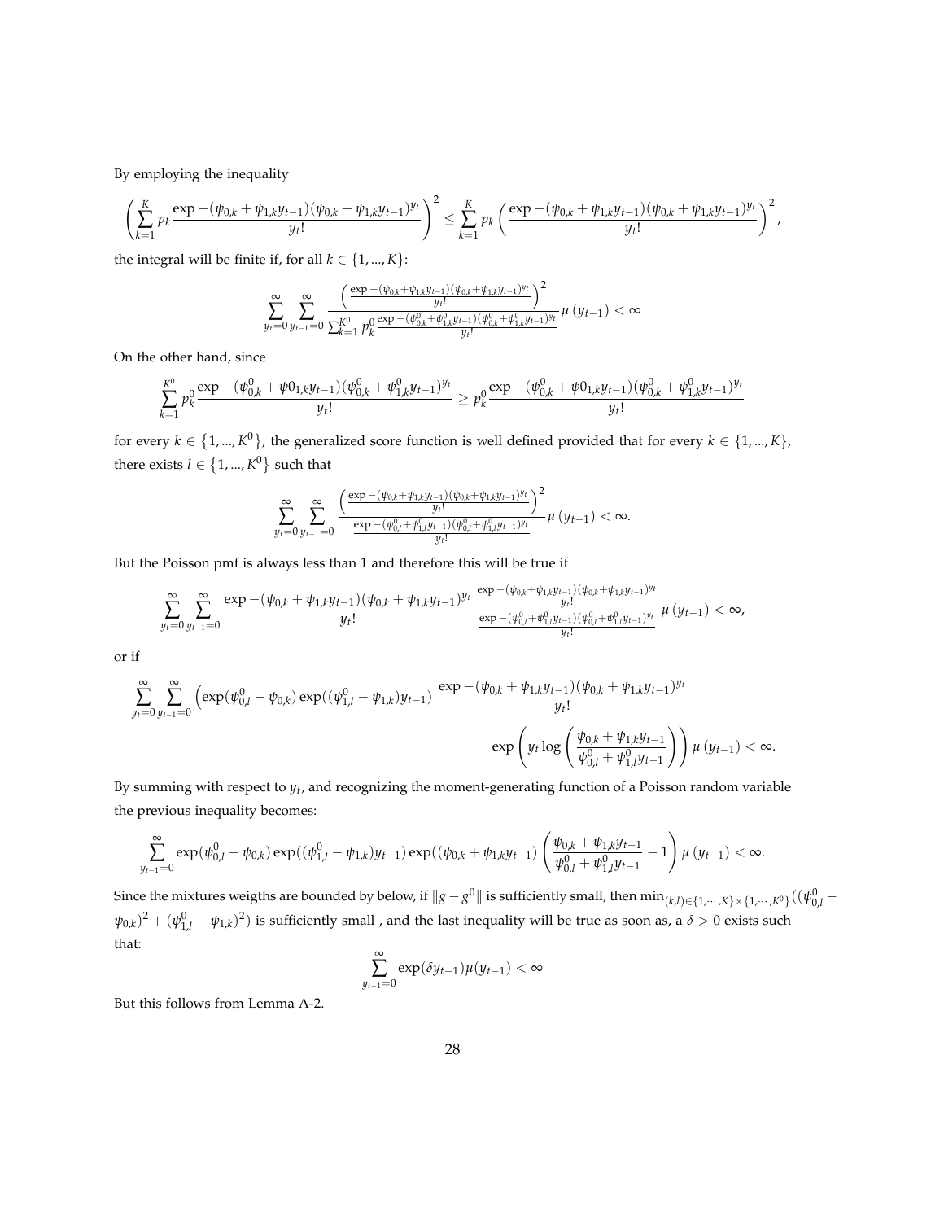By employing the inequality

$$\left(\sum_{k=1}^{K} p_k \frac{\exp -(\psi_{0,k} + \psi_{1,k} y_{t-1})(\psi_{0,k} + \psi_{1,k} y_{t-1})^{y_t}}{y_t!}\right)^2 \le \sum_{k=1}^{K} p_k \left(\frac{\exp -(\psi_{0,k} + \psi_{1,k} y_{t-1})(\psi_{0,k} + \psi_{1,k} y_{t-1})^{y_t}}{y_t!}\right)^2,$$

the integral will be finite if, for all $k \in \{1, ..., K\}$:

$$\sum_{y_t=0}^{\infty} \sum_{y_{t-1}=0}^{\infty} \frac{\left(\frac{\exp -(\psi_{0,k}+\psi_{1,k} y_{t-1})(\psi_{0,k}+\psi_{1,k} y_{t-1})^{y_t}}{y_t!}\right)^2}{\sum_{k=1}^{K^0} p_k^0 \frac{\exp -(\psi_{0,k}^0+\psi_{1,k}^0 y_{t-1})(\psi_{0,k}^0+\psi_{1,k}^0 y_{t-1})^{y_t}}{y_t!}} \mu\left(y_{t-1}\right) < \infty$$

On the other hand, since

$$\sum_{k=1}^{K^0} p_k^0 \frac{\exp -(\psi_{0,k}^0 + \psi 0_{1,k} y_{t-1})(\psi_{0,k}^0 + \psi_{1,k}^0 y_{t-1})^{y_t}}{y_t!} \ge p_k^0 \frac{\exp -(\psi_{0,k}^0 + \psi 0_{1,k} y_{t-1})(\psi_{0,k}^0 + \psi_{1,k}^0 y_{t-1})^{y_t}}{y_t!}$$

for every $k \in \{1, ..., K^0\}$, the generalized score function is well defined provided that for every $k \in \{1, ..., K\}$, there exists $l \in \{1, ..., K^0\}$ such that

$$\sum_{y_t=0}^{\infty} \sum_{y_{t-1}=0}^{\infty} \frac{\left(\frac{\exp -(\psi_{0,k}+\psi_{1,k} y_{t-1})(\psi_{0,k}+\psi_{1,k} y_{t-1})^{y_t}}{y_t!}\right)^2}{\frac{\exp -(\psi_{0,l}^0+\psi_{1,l}^0 y_{t-1})(\psi_{0,l}^0+\psi_{1,l}^0 y_{t-1})^{y_t}}{y_t!}} \mu\left(y_{t-1}\right) < \infty.$$

But the Poisson pmf is always less than 1 and therefore this will be true if

$$\sum_{y_t=0}^{\infty} \sum_{y_{t-1}=0}^{\infty} \frac{\exp -(\psi_{0,k} + \psi_{1,k} y_{t-1})(\psi_{0,k} + \psi_{1,k} y_{t-1})^{y_t}}{y_t!} \frac{\frac{\exp -(\psi_{0,k}+\psi_{1,k} y_{t-1})(\psi_{0,k}+\psi_{1,k} y_{t-1})^{y_t}}{y_t!}}{\frac{\exp -(\psi_{0,l}^0+\psi_{1,l}^0 y_{t-1})(\psi_{0,l}^0+\psi_{1,l}^0 y_{t-1})^{y_t}}{y_t!}} \mu\left(y_{t-1}\right) < \infty,$$

or if

$$\sum_{y_t=0}^{\infty} \sum_{y_{t-1}=0}^{\infty} \left(\exp(\psi_{0,l}^0 - \psi_{0,k}) \exp((\psi_{1,l}^0 - \psi_{1,k}) y_{t-1}\right) \frac{\exp -(\psi_{0,k} + \psi_{1,k} y_{t-1})(\psi_{0,k} + \psi_{1,k} y_{t-1})^{y_t}}{y_t!}$$
$$\exp\left(y_t \log\left(\frac{\psi_{0,k} + \psi_{1,k} y_{t-1}}{\psi_{0,l}^0 + \psi_{1,l}^0 y_{t-1}}\right)\right) \mu\left(y_{t-1}\right) < \infty.$$

By summing with respect to $y_t$, and recognizing the moment-generating function of a Poisson random variable the previous inequality becomes:

$$\sum_{y_{t-1}=0}^{\infty} \exp(\psi_{0,l}^0 - \psi_{0,k}) \exp((\psi_{1,l}^0 - \psi_{1,k}) y_{t-1}) \exp((\psi_{0,k} + \psi_{1,k} y_{t-1}) \left(\frac{\psi_{0,k} + \psi_{1,k} y_{t-1}}{\psi_{0,l}^0 + \psi_{1,l}^0 y_{t-1}} - 1\right) \mu\left(y_{t-1}\right) < \infty.$$

Since the mixtures weigths are bounded by below, if $\|g - g^0\|$ is sufficiently small, then $\min_{(k,l) \in \{1,\cdots,K\} \times \{1,\cdots,K^0\}}((\psi_{0,l}^0 - \psi_{0,k})^2 + (\psi_{1,l}^0 - \psi_{1,k})^2)$ is sufficiently small , and the last inequality will be true as soon as, a $\delta > 0$ exists such that:

$$\sum_{y_{t-1}=0}^{\infty} \exp(\delta y_{t-1}) \mu(y_{t-1}) < \infty$$

But this follows from Lemma A-2.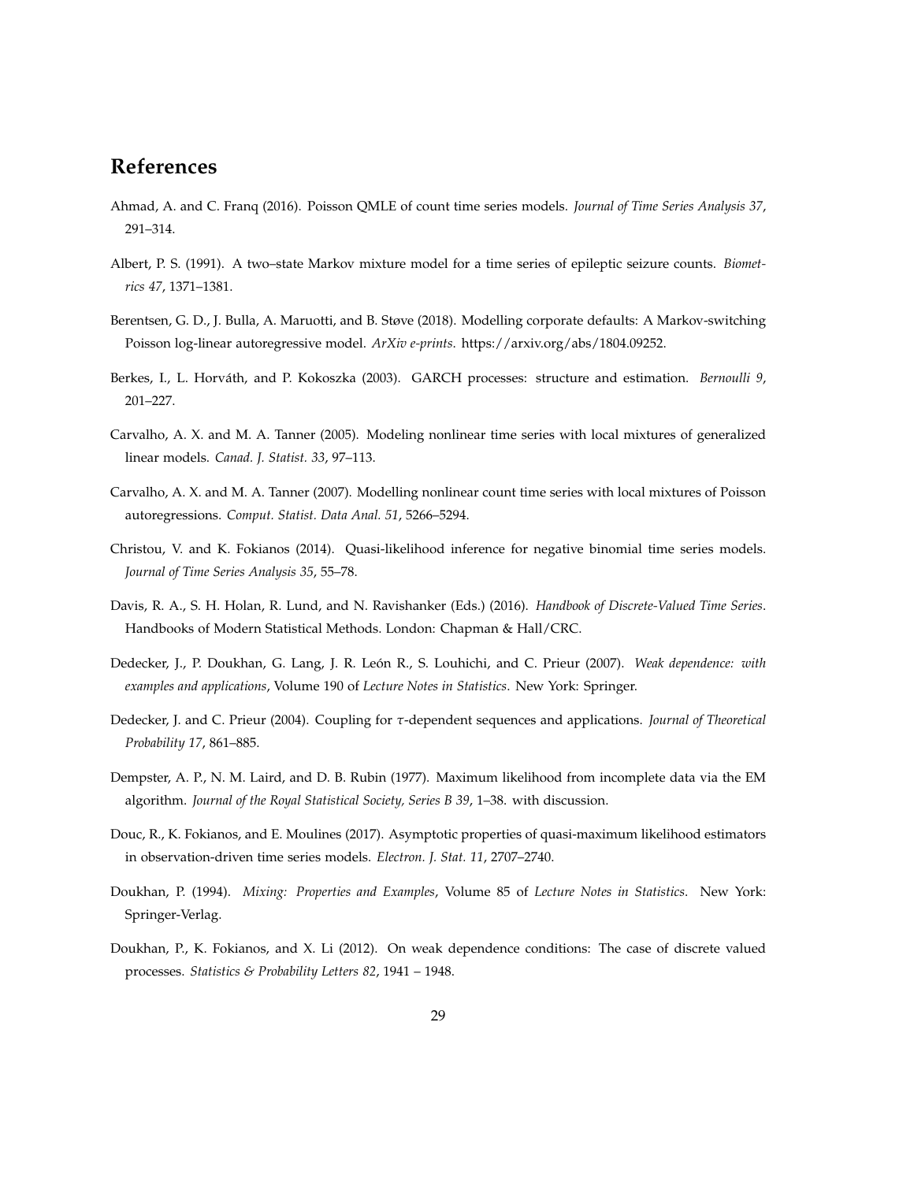## References

Ahmad, A. and C. Franq (2016). Poisson QMLE of count time series models. *Journal of Time Series Analysis 37*, 291–314.

Albert, P. S. (1991). A two–state Markov mixture model for a time series of epileptic seizure counts. *Biometrics 47*, 1371–1381.

Berentsen, G. D., J. Bulla, A. Maruotti, and B. Støve (2018). Modelling corporate defaults: A Markov-switching Poisson log-linear autoregressive model. *ArXiv e-prints*. https://arxiv.org/abs/1804.09252.

Berkes, I., L. Horváth, and P. Kokoszka (2003). GARCH processes: structure and estimation. *Bernoulli 9*, 201–227.

Carvalho, A. X. and M. A. Tanner (2005). Modeling nonlinear time series with local mixtures of generalized linear models. *Canad. J. Statist. 33*, 97–113.

Carvalho, A. X. and M. A. Tanner (2007). Modelling nonlinear count time series with local mixtures of Poisson autoregressions. *Comput. Statist. Data Anal. 51*, 5266–5294.

Christou, V. and K. Fokianos (2014). Quasi-likelihood inference for negative binomial time series models. *Journal of Time Series Analysis 35*, 55–78.

Davis, R. A., S. H. Holan, R. Lund, and N. Ravishanker (Eds.) (2016). *Handbook of Discrete-Valued Time Series*. Handbooks of Modern Statistical Methods. London: Chapman & Hall/CRC.

Dedecker, J., P. Doukhan, G. Lang, J. R. León R., S. Louhichi, and C. Prieur (2007). *Weak dependence: with examples and applications*, Volume 190 of *Lecture Notes in Statistics*. New York: Springer.

Dedecker, J. and C. Prieur (2004). Coupling for $\tau$-dependent sequences and applications. *Journal of Theoretical Probability 17*, 861–885.

Dempster, A. P., N. M. Laird, and D. B. Rubin (1977). Maximum likelihood from incomplete data via the EM algorithm. *Journal of the Royal Statistical Society, Series B 39*, 1–38. with discussion.

Douc, R., K. Fokianos, and E. Moulines (2017). Asymptotic properties of quasi-maximum likelihood estimators in observation-driven time series models. *Electron. J. Stat. 11*, 2707–2740.

Doukhan, P. (1994). *Mixing: Properties and Examples*, Volume 85 of *Lecture Notes in Statistics*. New York: Springer-Verlag.

Doukhan, P., K. Fokianos, and X. Li (2012). On weak dependence conditions: The case of discrete valued processes. *Statistics & Probability Letters 82*, 1941 – 1948.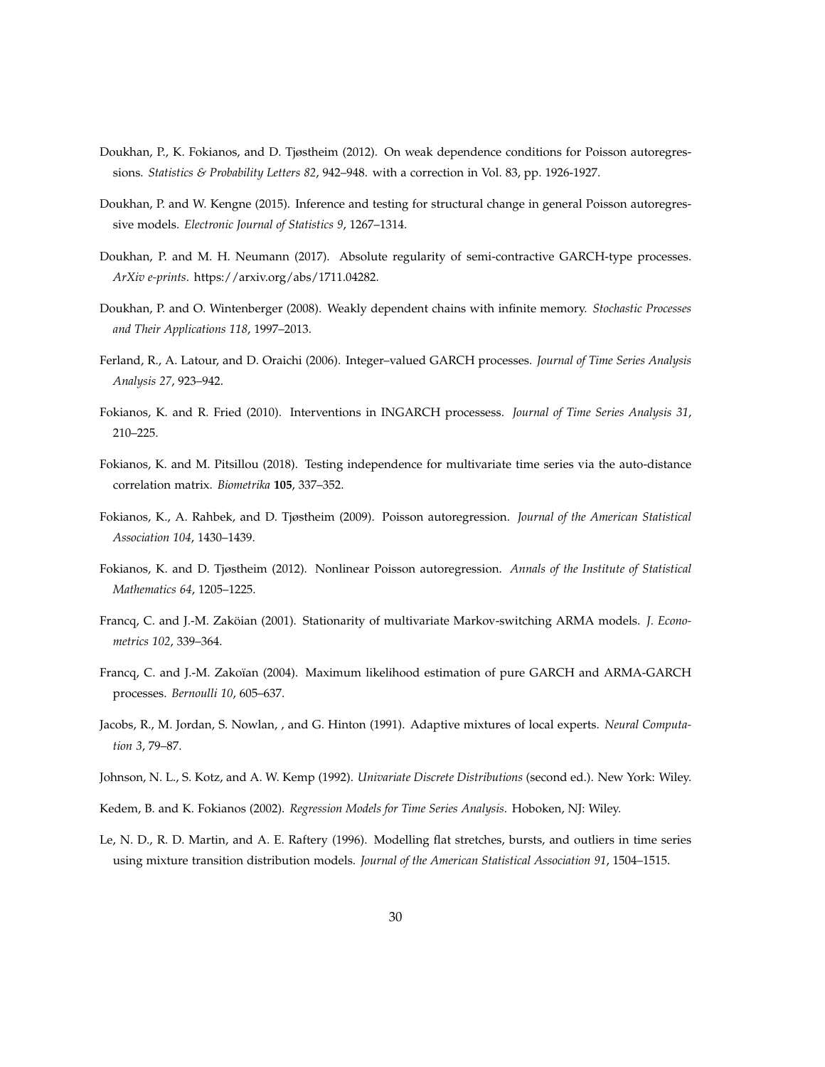Doukhan, P., K. Fokianos, and D. Tjøstheim (2012). On weak dependence conditions for Poisson autoregressions. *Statistics & Probability Letters 82*, 942–948. with a correction in Vol. 83, pp. 1926-1927.

Doukhan, P. and W. Kengne (2015). Inference and testing for structural change in general Poisson autoregressive models. *Electronic Journal of Statistics 9*, 1267–1314.

Doukhan, P. and M. H. Neumann (2017). Absolute regularity of semi-contractive GARCH-type processes. *ArXiv e-prints*. https://arxiv.org/abs/1711.04282.

Doukhan, P. and O. Wintenberger (2008). Weakly dependent chains with infinite memory. *Stochastic Processes and Their Applications 118*, 1997–2013.

Ferland, R., A. Latour, and D. Oraichi (2006). Integer–valued GARCH processes. *Journal of Time Series Analysis Analysis 27*, 923–942.

Fokianos, K. and R. Fried (2010). Interventions in INGARCH processess. *Journal of Time Series Analysis 31*, 210–225.

Fokianos, K. and M. Pitsillou (2018). Testing independence for multivariate time series via the auto-distance correlation matrix. *Biometrika* **105**, 337–352.

Fokianos, K., A. Rahbek, and D. Tjøstheim (2009). Poisson autoregression. *Journal of the American Statistical Association 104*, 1430–1439.

Fokianos, K. and D. Tjøstheim (2012). Nonlinear Poisson autoregression. *Annals of the Institute of Statistical Mathematics 64*, 1205–1225.

Francq, C. and J.-M. Zaköian (2001). Stationarity of multivariate Markov-switching ARMA models. *J. Econometrics 102*, 339–364.

Francq, C. and J.-M. Zakoïan (2004). Maximum likelihood estimation of pure GARCH and ARMA-GARCH processes. *Bernoulli 10*, 605–637.

Jacobs, R., M. Jordan, S. Nowlan, , and G. Hinton (1991). Adaptive mixtures of local experts. *Neural Computation 3*, 79–87.

Johnson, N. L., S. Kotz, and A. W. Kemp (1992). *Univariate Discrete Distributions* (second ed.). New York: Wiley.

Kedem, B. and K. Fokianos (2002). *Regression Models for Time Series Analysis*. Hoboken, NJ: Wiley.

Le, N. D., R. D. Martin, and A. E. Raftery (1996). Modelling flat stretches, bursts, and outliers in time series using mixture transition distribution models. *Journal of the American Statistical Association 91*, 1504–1515.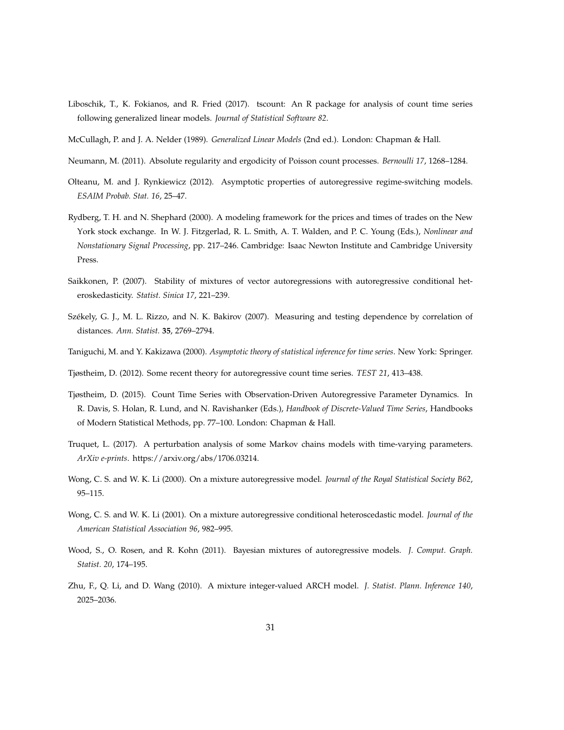Liboschik, T., K. Fokianos, and R. Fried (2017). tscount: An R package for analysis of count time series following generalized linear models. *Journal of Statistical Software 82*.

McCullagh, P. and J. A. Nelder (1989). *Generalized Linear Models* (2nd ed.). London: Chapman & Hall.

Neumann, M. (2011). Absolute regularity and ergodicity of Poisson count processes. *Bernoulli 17*, 1268–1284.

Olteanu, M. and J. Rynkiewicz (2012). Asymptotic properties of autoregressive regime-switching models. *ESAIM Probab. Stat. 16*, 25–47.

Rydberg, T. H. and N. Shephard (2000). A modeling framework for the prices and times of trades on the New York stock exchange. In W. J. Fitzgerlad, R. L. Smith, A. T. Walden, and P. C. Young (Eds.), *Nonlinear and Nonstationary Signal Processing*, pp. 217–246. Cambridge: Isaac Newton Institute and Cambridge University Press.

Saikkonen, P. (2007). Stability of mixtures of vector autoregressions with autoregressive conditional heteroskedasticity. *Statist. Sinica 17*, 221–239.

Székely, G. J., M. L. Rizzo, and N. K. Bakirov (2007). Measuring and testing dependence by correlation of distances. *Ann. Statist.* **35**, 2769–2794.

Taniguchi, M. and Y. Kakizawa (2000). *Asymptotic theory of statistical inference for time series*. New York: Springer.

Tjøstheim, D. (2012). Some recent theory for autoregressive count time series. *TEST 21*, 413–438.

Tjøstheim, D. (2015). Count Time Series with Observation-Driven Autoregressive Parameter Dynamics. In R. Davis, S. Holan, R. Lund, and N. Ravishanker (Eds.), *Handbook of Discrete-Valued Time Series*, Handbooks of Modern Statistical Methods, pp. 77–100. London: Chapman & Hall.

Truquet, L. (2017). A perturbation analysis of some Markov chains models with time-varying parameters. *ArXiv e-prints*. https://arxiv.org/abs/1706.03214.

Wong, C. S. and W. K. Li (2000). On a mixture autoregressive model. *Journal of the Royal Statistical Society B62*, 95–115.

Wong, C. S. and W. K. Li (2001). On a mixture autoregressive conditional heteroscedastic model. *Journal of the American Statistical Association 96*, 982–995.

Wood, S., O. Rosen, and R. Kohn (2011). Bayesian mixtures of autoregressive models. *J. Comput. Graph. Statist. 20*, 174–195.

Zhu, F., Q. Li, and D. Wang (2010). A mixture integer-valued ARCH model. *J. Statist. Plann. Inference 140*, 2025–2036.